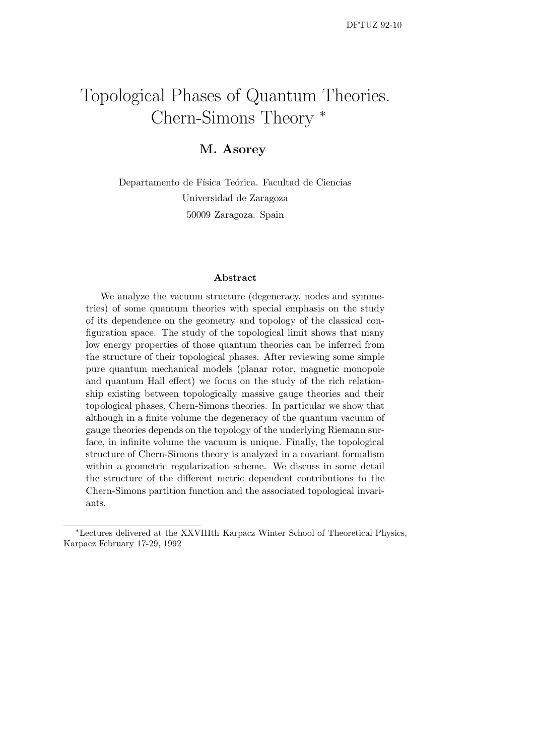DFTUZ 92-10

# Topological Phases of Quantum Theories. Chern-Simons Theory *

**M. Asorey**

Departamento de Física Teórica. Facultad de Ciencias
Universidad de Zaragoza
50009 Zaragoza. Spain

### Abstract

We analyze the vacuum structure (degeneracy, nodes and symmetries) of some quantum theories with special emphasis on the study of its dependence on the geometry and topology of the classical configuration space. The study of the topological limit shows that many low energy properties of those quantum theories can be inferred from the structure of their topological phases. After reviewing some simple pure quantum mechanical models (planar rotor, magnetic monopole and quantum Hall effect) we focus on the study of the rich relationship existing between topologically massive gauge theories and their topological phases, Chern-Simons theories. In particular we show that although in a finite volume the degeneracy of the quantum vacuum of gauge theories depends on the topology of the underlying Riemann surface, in infinite volume the vacuum is unique. Finally, the topological structure of Chern-Simons theory is analyzed in a covariant formalism within a geometric regularization scheme. We discuss in some detail the structure of the different metric dependent contributions to the Chern-Simons partition function and the associated topological invariants.

---

*Lectures delivered at the XXVIIIth Karpacz Winter School of Theoretical Physics, Karpacz February 17-29, 1992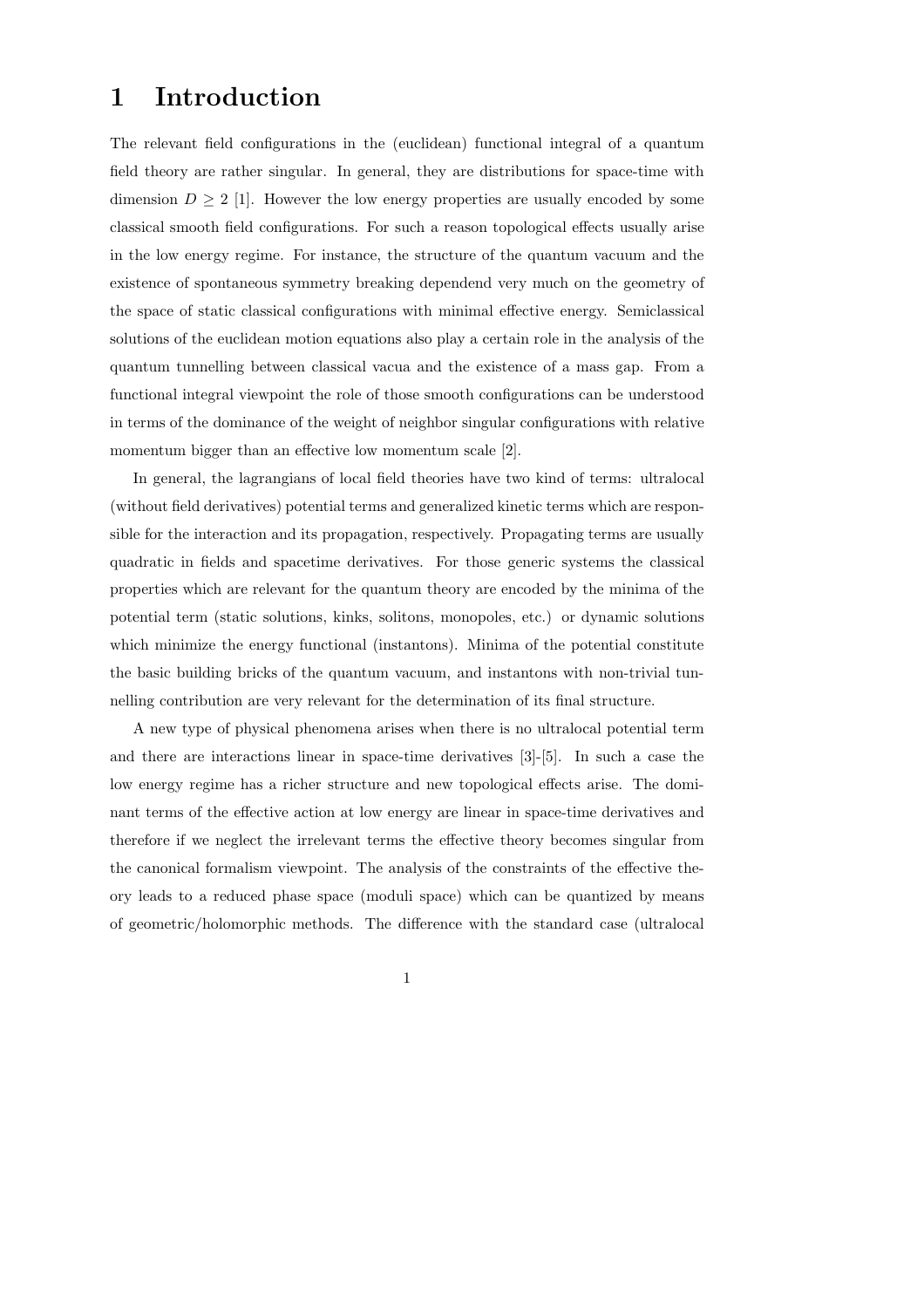# 1 Introduction

The relevant field configurations in the (euclidean) functional integral of a quantum field theory are rather singular. In general, they are distributions for space-time with dimension $D \geq 2$ [1]. However the low energy properties are usually encoded by some classical smooth field configurations. For such a reason topological effects usually arise in the low energy regime. For instance, the structure of the quantum vacuum and the existence of spontaneous symmetry breaking dependend very much on the geometry of the space of static classical configurations with minimal effective energy. Semiclassical solutions of the euclidean motion equations also play a certain role in the analysis of the quantum tunnelling between classical vacua and the existence of a mass gap. From a functional integral viewpoint the role of those smooth configurations can be understood in terms of the dominance of the weight of neighbor singular configurations with relative momentum bigger than an effective low momentum scale [2].

In general, the lagrangians of local field theories have two kind of terms: ultralocal (without field derivatives) potential terms and generalized kinetic terms which are responsible for the interaction and its propagation, respectively. Propagating terms are usually quadratic in fields and spacetime derivatives. For those generic systems the classical properties which are relevant for the quantum theory are encoded by the minima of the potential term (static solutions, kinks, solitons, monopoles, etc.) or dynamic solutions which minimize the energy functional (instantons). Minima of the potential constitute the basic building bricks of the quantum vacuum, and instantons with non-trivial tunnelling contribution are very relevant for the determination of its final structure.

A new type of physical phenomena arises when there is no ultralocal potential term and there are interactions linear in space-time derivatives [3]-[5]. In such a case the low energy regime has a richer structure and new topological effects arise. The dominant terms of the effective action at low energy are linear in space-time derivatives and therefore if we neglect the irrelevant terms the effective theory becomes singular from the canonical formalism viewpoint. The analysis of the constraints of the effective theory leads to a reduced phase space (moduli space) which can be quantized by means of geometric/holomorphic methods. The difference with the standard case (ultralocal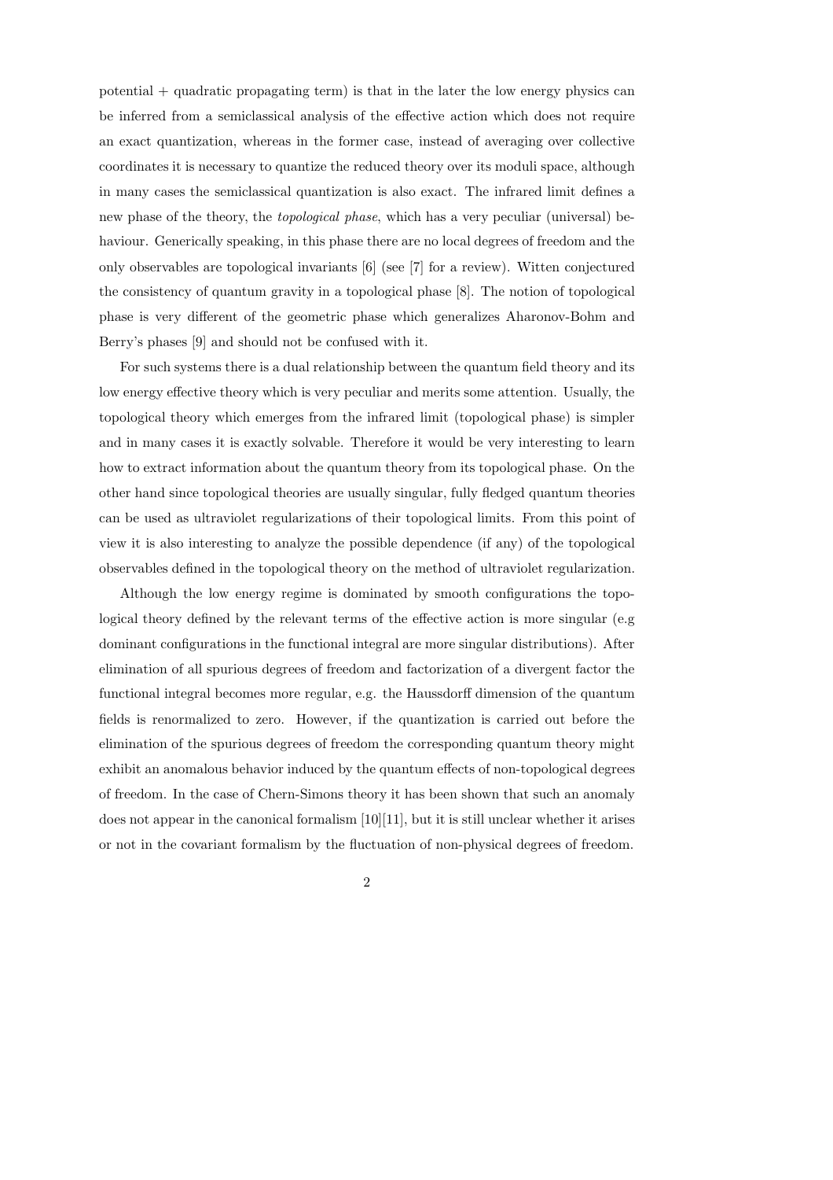potential + quadratic propagating term) is that in the later the low energy physics can be inferred from a semiclassical analysis of the effective action which does not require an exact quantization, whereas in the former case, instead of averaging over collective coordinates it is necessary to quantize the reduced theory over its moduli space, although in many cases the semiclassical quantization is also exact. The infrared limit defines a new phase of the theory, the *topological phase*, which has a very peculiar (universal) behaviour. Generically speaking, in this phase there are no local degrees of freedom and the only observables are topological invariants [6] (see [7] for a review). Witten conjectured the consistency of quantum gravity in a topological phase [8]. The notion of topological phase is very different of the geometric phase which generalizes Aharonov-Bohm and Berry's phases [9] and should not be confused with it.

For such systems there is a dual relationship between the quantum field theory and its low energy effective theory which is very peculiar and merits some attention. Usually, the topological theory which emerges from the infrared limit (topological phase) is simpler and in many cases it is exactly solvable. Therefore it would be very interesting to learn how to extract information about the quantum theory from its topological phase. On the other hand since topological theories are usually singular, fully fledged quantum theories can be used as ultraviolet regularizations of their topological limits. From this point of view it is also interesting to analyze the possible dependence (if any) of the topological observables defined in the topological theory on the method of ultraviolet regularization.

Although the low energy regime is dominated by smooth configurations the topological theory defined by the relevant terms of the effective action is more singular (e.g dominant configurations in the functional integral are more singular distributions). After elimination of all spurious degrees of freedom and factorization of a divergent factor the functional integral becomes more regular, e.g. the Haussdorff dimension of the quantum fields is renormalized to zero. However, if the quantization is carried out before the elimination of the spurious degrees of freedom the corresponding quantum theory might exhibit an anomalous behavior induced by the quantum effects of non-topological degrees of freedom. In the case of Chern-Simons theory it has been shown that such an anomaly does not appear in the canonical formalism [10][11], but it is still unclear whether it arises or not in the covariant formalism by the fluctuation of non-physical degrees of freedom.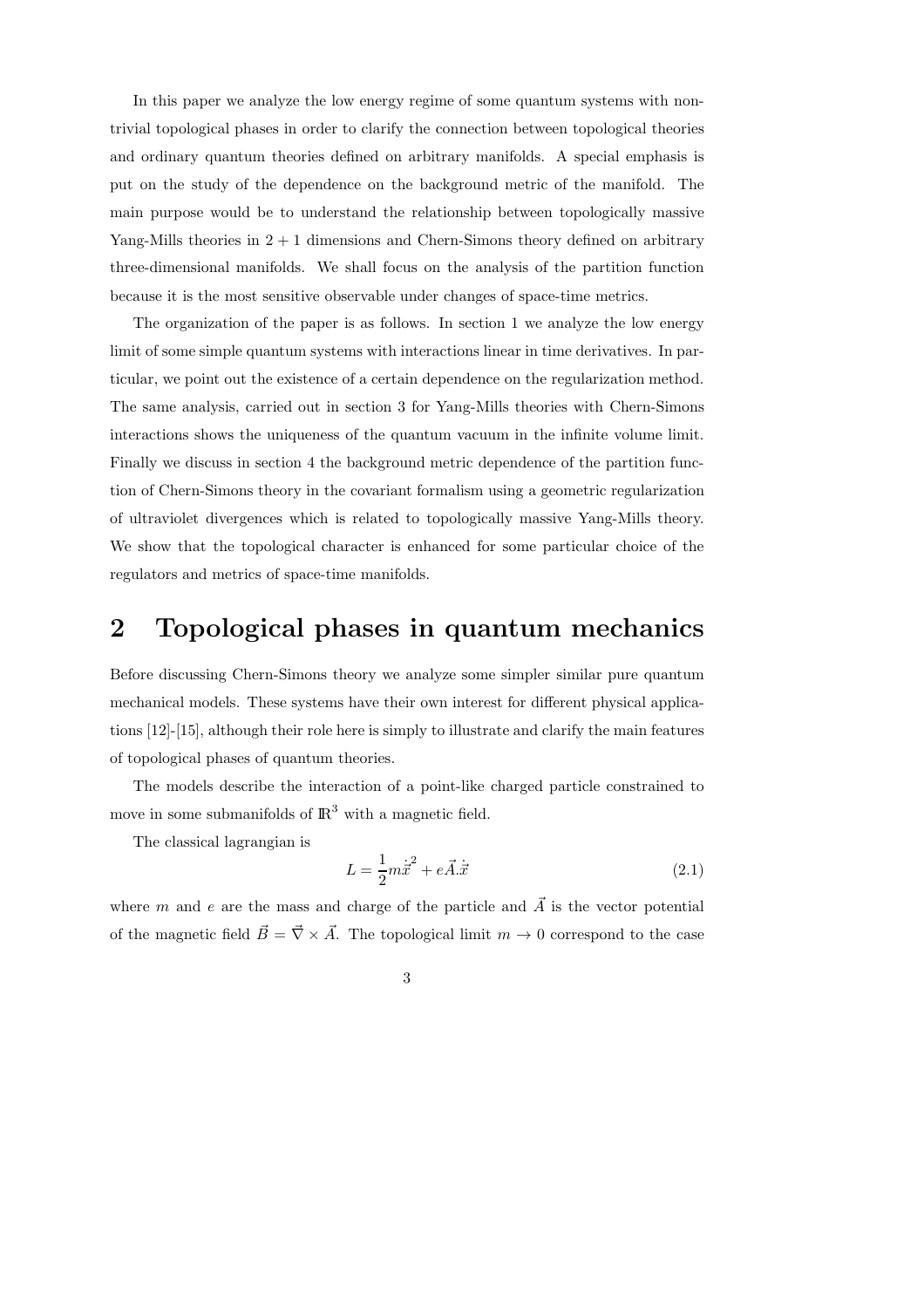In this paper we analyze the low energy regime of some quantum systems with non-trivial topological phases in order to clarify the connection between topological theories and ordinary quantum theories defined on arbitrary manifolds. A special emphasis is put on the study of the dependence on the background metric of the manifold. The main purpose would be to understand the relationship between topologically massive Yang-Mills theories in $2+1$ dimensions and Chern-Simons theory defined on arbitrary three-dimensional manifolds. We shall focus on the analysis of the partition function because it is the most sensitive observable under changes of space-time metrics.

The organization of the paper is as follows. In section 1 we analyze the low energy limit of some simple quantum systems with interactions linear in time derivatives. In particular, we point out the existence of a certain dependence on the regularization method. The same analysis, carried out in section 3 for Yang-Mills theories with Chern-Simons interactions shows the uniqueness of the quantum vacuum in the infinite volume limit. Finally we discuss in section 4 the background metric dependence of the partition function of Chern-Simons theory in the covariant formalism using a geometric regularization of ultraviolet divergences which is related to topologically massive Yang-Mills theory. We show that the topological character is enhanced for some particular choice of the regulators and metrics of space-time manifolds.

## 2 Topological phases in quantum mechanics

Before discussing Chern-Simons theory we analyze some simpler similar pure quantum mechanical models. These systems have their own interest for different physical applications [12]-[15], although their role here is simply to illustrate and clarify the main features of topological phases of quantum theories.

The models describe the interaction of a point-like charged particle constrained to move in some submanifolds of $\mathbb{R}^3$ with a magnetic field.

The classical lagrangian is

$$L = \frac{1}{2} m \dot{\vec{x}}^2 + e \vec{A}.\dot{\vec{x}} \tag{2.1}$$

where $m$ and $e$ are the mass and charge of the particle and $\vec{A}$ is the vector potential of the magnetic field $\vec{B} = \vec{\nabla} \times \vec{A}$. The topological limit $m \to 0$ correspond to the case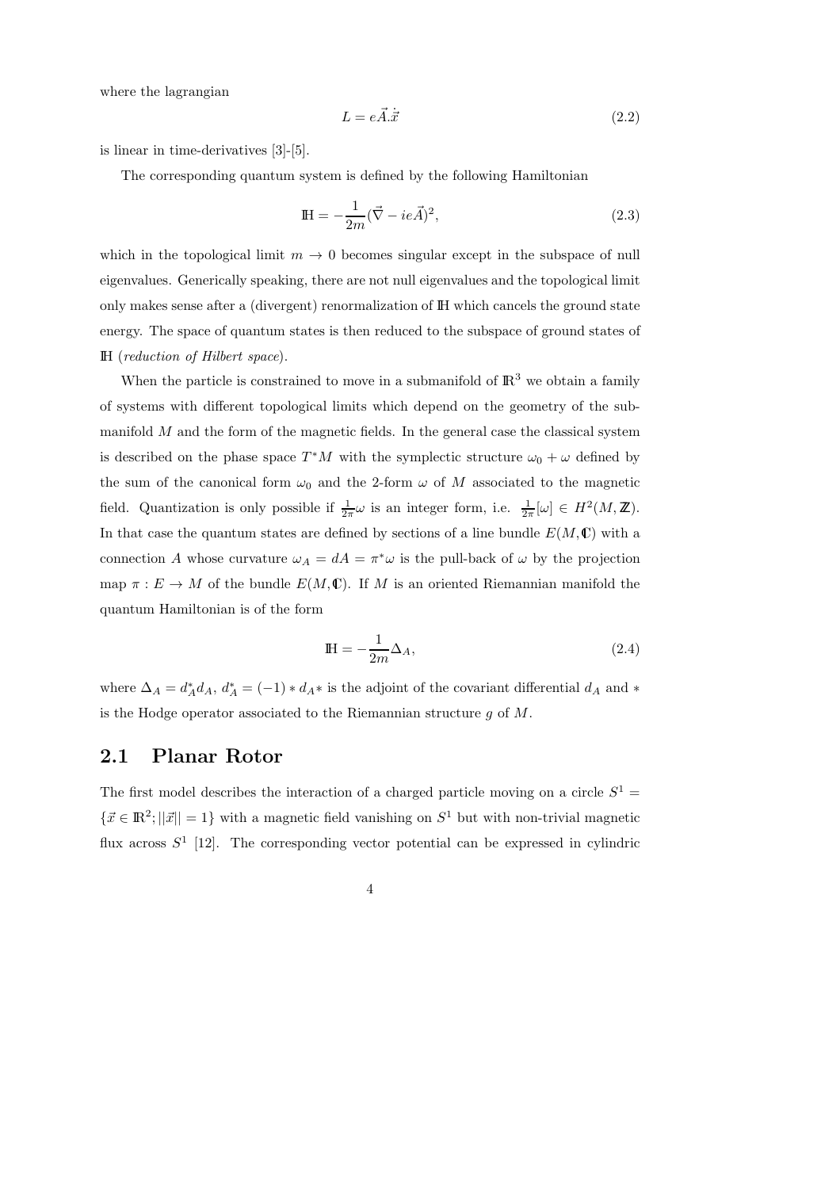where the lagrangian

$$L = e\vec{A}.\dot{\vec{x}} \tag{2.2}$$

is linear in time-derivatives [3]-[5].

The corresponding quantum system is defined by the following Hamiltonian

$$\mathbb{H} = -\frac{1}{2m}(\vec{\nabla} - ie\vec{A})^2, \tag{2.3}$$

which in the topological limit $m \to 0$ becomes singular except in the subspace of null eigenvalues. Generically speaking, there are not null eigenvalues and the topological limit only makes sense after a (divergent) renormalization of $\mathbb{H}$ which cancels the ground state energy. The space of quantum states is then reduced to the subspace of ground states of $\mathbb{H}$ (*reduction of Hilbert space*).

When the particle is constrained to move in a submanifold of $\mathbb{R}^3$ we obtain a family of systems with different topological limits which depend on the geometry of the submanifold $M$ and the form of the magnetic fields. In the general case the classical system is described on the phase space $T^*M$ with the symplectic structure $\omega_0 + \omega$ defined by the sum of the canonical form $\omega_0$ and the 2-form $\omega$ of $M$ associated to the magnetic field. Quantization is only possible if $\frac{1}{2\pi}\omega$ is an integer form, i.e. $\frac{1}{2\pi}[\omega] \in H^2(M, \mathbb{Z})$. In that case the quantum states are defined by sections of a line bundle $E(M, \mathbb{C})$ with a connection $A$ whose curvature $\omega_A = dA = \pi^*\omega$ is the pull-back of $\omega$ by the projection map $\pi : E \to M$ of the bundle $E(M, \mathbb{C})$. If $M$ is an oriented Riemannian manifold the quantum Hamiltonian is of the form

$$\mathbb{H} = -\frac{1}{2m}\Delta_A, \tag{2.4}$$

where $\Delta_A = d_A^* d_A$, $d_A^* = (-1) * d_A *$ is the adjoint of the covariant differential $d_A$ and $*$ is the Hodge operator associated to the Riemannian structure $g$ of $M$.

## 2.1 Planar Rotor

The first model describes the interaction of a charged particle moving on a circle $S^1 = \{\vec{x} \in \mathbb{R}^2; ||\vec{x}|| = 1\}$ with a magnetic field vanishing on $S^1$ but with non-trivial magnetic flux across $S^1$ [12]. The corresponding vector potential can be expressed in cylindric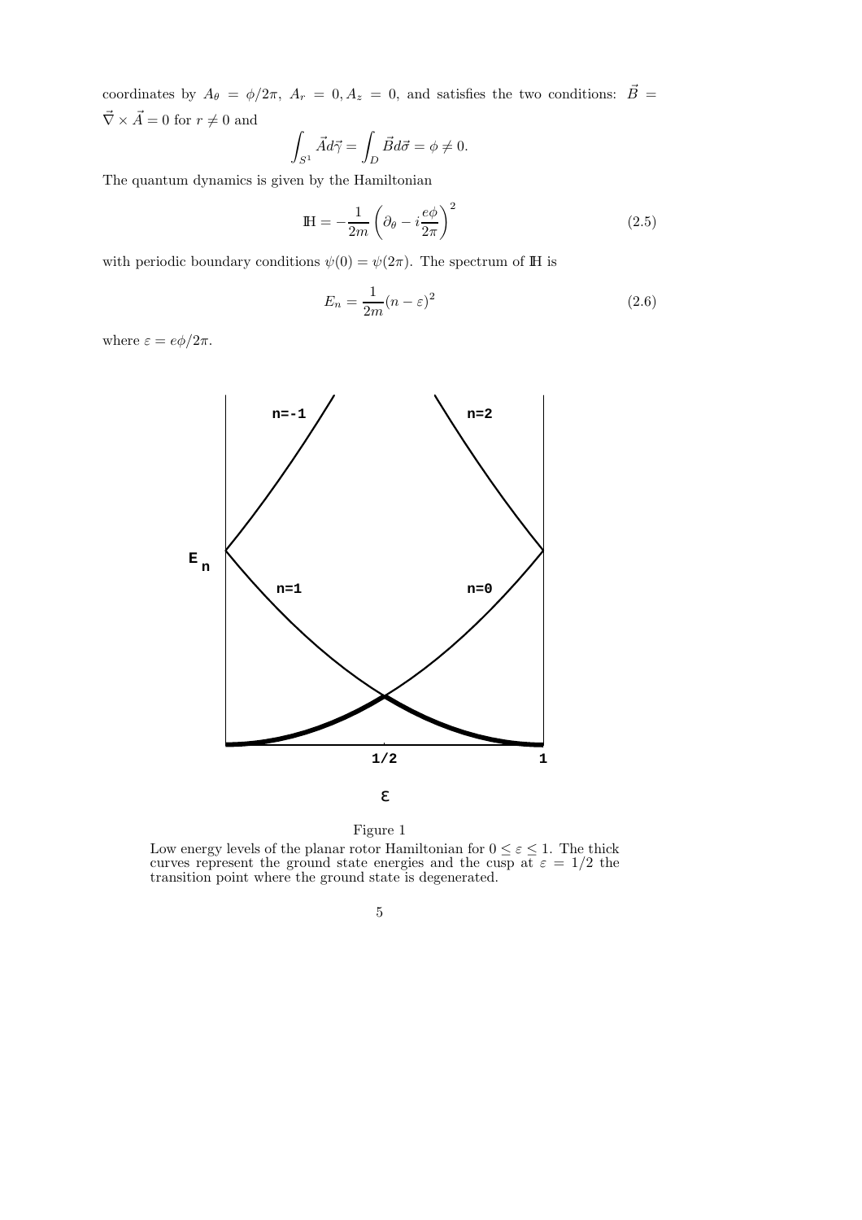coordinates by $A_\theta = \phi/2\pi,\ A_r = 0, A_z = 0$, and satisfies the two conditions: $\vec{B} = \vec{\nabla} \times \vec{A} = 0$ for $r \neq 0$ and

$$\int_{S^1} \vec{A} d\vec{\gamma} = \int_D \vec{B} d\vec{\sigma} = \phi \neq 0.$$

The quantum dynamics is given by the Hamiltonian

$$\mathbb{H} = -\frac{1}{2m} \left( \partial_\theta - i \frac{e\phi}{2\pi} \right)^2 \tag{2.5}$$

with periodic boundary conditions $\psi(0) = \psi(2\pi)$. The spectrum of $\mathbb{H}$ is

$$E_n = \frac{1}{2m} (n - \varepsilon)^2 \tag{2.6}$$

where $\varepsilon = e\phi/2\pi$.

Figure 1

Low energy levels of the planar rotor Hamiltonian for $0 \leq \varepsilon \leq 1$. The thick curves represent the ground state energies and the cusp at $\varepsilon = 1/2$ the transition point where the ground state is degenerated.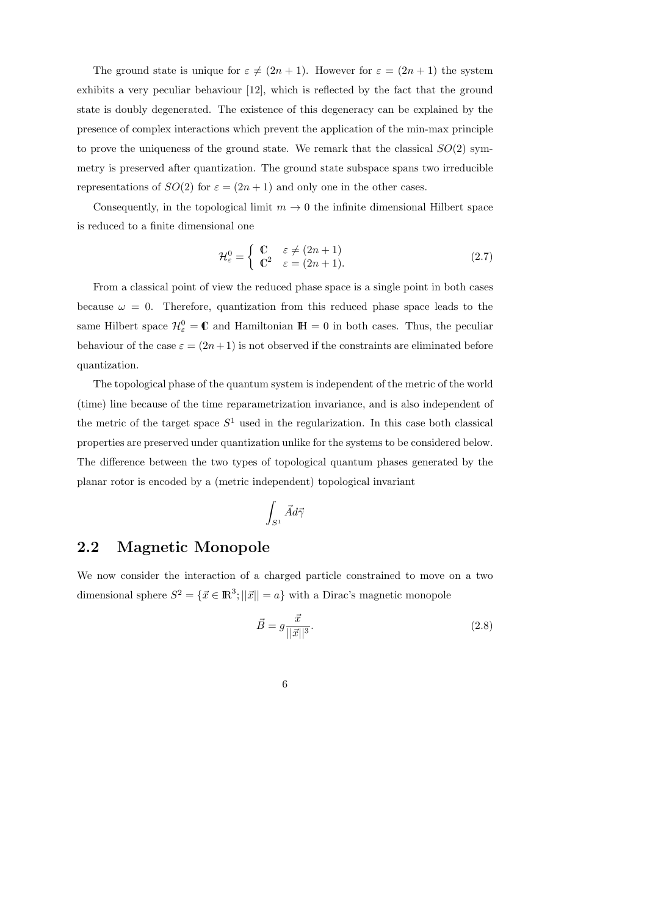The ground state is unique for $\varepsilon \neq (2n+1)$. However for $\varepsilon = (2n+1)$ the system exhibits a very peculiar behaviour [12], which is reflected by the fact that the ground state is doubly degenerated. The existence of this degeneracy can be explained by the presence of complex interactions which prevent the application of the min-max principle to prove the uniqueness of the ground state. We remark that the classical $SO(2)$ symmetry is preserved after quantization. The ground state subspace spans two irreducible representations of $SO(2)$ for $\varepsilon = (2n+1)$ and only one in the other cases.

Consequently, in the topological limit $m \to 0$ the infinite dimensional Hilbert space is reduced to a finite dimensional one

$$\mathcal{H}^0_\varepsilon = \begin{cases} \mathbb{C} & \varepsilon \neq (2n+1) \\ \mathbb{C}^2 & \varepsilon = (2n+1). \end{cases} \tag{2.7}$$

From a classical point of view the reduced phase space is a single point in both cases because $\omega = 0$. Therefore, quantization from this reduced phase space leads to the same Hilbert space $\mathcal{H}^0_\varepsilon = \mathbb{C}$ and Hamiltonian $\mathbb{H} = 0$ in both cases. Thus, the peculiar behaviour of the case $\varepsilon = (2n+1)$ is not observed if the constraints are eliminated before quantization.

The topological phase of the quantum system is independent of the metric of the world (time) line because of the time reparametrization invariance, and is also independent of the metric of the target space $S^1$ used in the regularization. In this case both classical properties are preserved under quantization unlike for the systems to be considered below. The difference between the two types of topological quantum phases generated by the planar rotor is encoded by a (metric independent) topological invariant

$$\int_{S^1} \vec{A} d\vec{\gamma}$$

## 2.2 Magnetic Monopole

We now consider the interaction of a charged particle constrained to move on a two dimensional sphere $S^2 = \{\vec{x} \in \mathbb{R}^3; ||\vec{x}|| = a\}$ with a Dirac's magnetic monopole

$$\vec{B} = g\frac{\vec{x}}{||\vec{x}||^3}. \tag{2.8}$$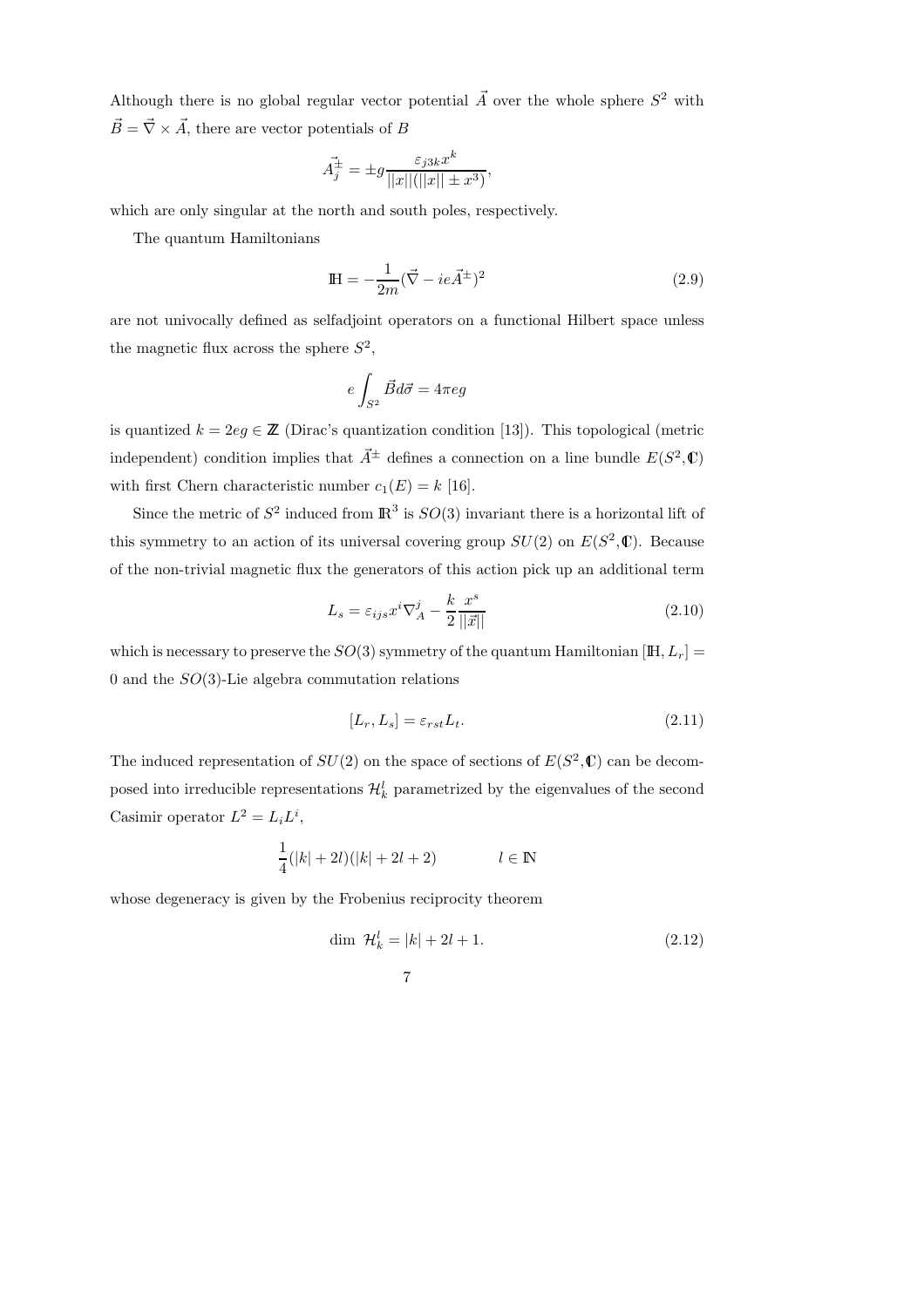Although there is no global regular vector potential $\vec{A}$ over the whole sphere $S^2$ with $\vec{B} = \vec{\nabla} \times \vec{A}$, there are vector potentials of $B$

$$\vec{A}_j^{\pm} = \pm g \frac{\varepsilon_{j3k} x^k}{||x||(||x|| \pm x^3)},$$

which are only singular at the north and south poles, respectively.

The quantum Hamiltonians

$$\mathbb{H} = -\frac{1}{2m}(\vec{\nabla} - ie\vec{A}^{\pm})^2 \tag{2.9}$$

are not univocally defined as selfadjoint operators on a functional Hilbert space unless the magnetic flux across the sphere $S^2$,

$$e \int_{S^2} \vec{B} d\vec{\sigma} = 4\pi e g$$

is quantized $k = 2eg \in \mathbb{Z}$ (Dirac's quantization condition [13]). This topological (metric independent) condition implies that $\vec{A}^{\pm}$ defines a connection on a line bundle $E(S^2, \mathbb{C})$ with first Chern characteristic number $c_1(E) = k$ [16].

Since the metric of $S^2$ induced from $\mathbb{R}^3$ is $SO(3)$ invariant there is a horizontal lift of this symmetry to an action of its universal covering group $SU(2)$ on $E(S^2, \mathbb{C})$. Because of the non-trivial magnetic flux the generators of this action pick up an additional term

$$L_s = \varepsilon_{ijs} x^i \nabla_A^j - \frac{k}{2} \frac{x^s}{||\vec{x}||} \tag{2.10}$$

which is necessary to preserve the $SO(3)$ symmetry of the quantum Hamiltonian $[\mathbb{H}, L_r] = 0$ and the $SO(3)$-Lie algebra commutation relations

$$[L_r, L_s] = \varepsilon_{rst} L_t. \tag{2.11}$$

The induced representation of $SU(2)$ on the space of sections of $E(S^2, \mathbb{C})$ can be decomposed into irreducible representations $\mathcal{H}_k^l$ parametrized by the eigenvalues of the second Casimir operator $L^2 = L_i L^i$,

$$\frac{1}{4}(|k| + 2l)(|k| + 2l + 2) \qquad\qquad l \in \mathbb{N}$$

whose degeneracy is given by the Frobenius reciprocity theorem

$$\dim\ \mathcal{H}_k^l = |k| + 2l + 1. \tag{2.12}$$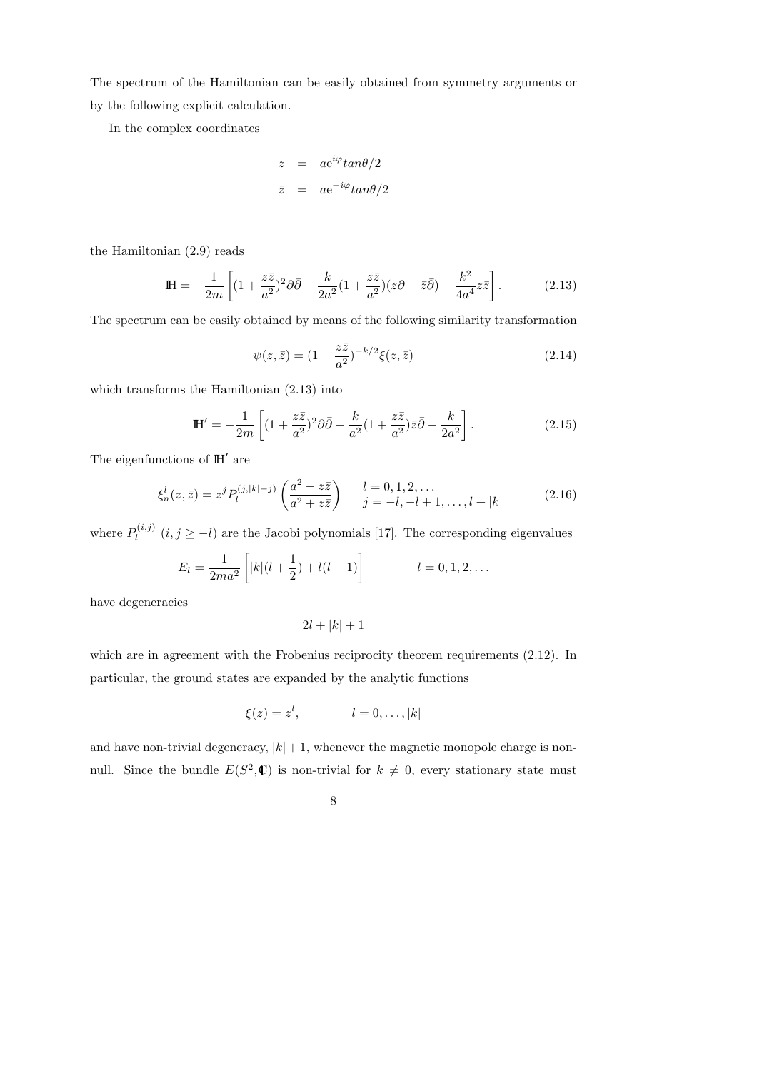The spectrum of the Hamiltonian can be easily obtained from symmetry arguments or by the following explicit calculation.

In the complex coordinates

$$
\begin{aligned}
z &= a e^{i\varphi} tan\theta/2 \\
\bar{z} &= a e^{-i\varphi} tan\theta/2
\end{aligned}
$$

the Hamiltonian (2.9) reads

$$
\mathbb{H} = -\frac{1}{2m}\left[(1+\frac{z\bar{z}}{a^2})^2\partial\bar{\partial} + \frac{k}{2a^2}(1+\frac{z\bar{z}}{a^2})(z\partial - \bar{z}\bar{\partial}) - \frac{k^2}{4a^4}z\bar{z}\right]. \tag{2.13}
$$

The spectrum can be easily obtained by means of the following similarity transformation

$$
\psi(z,\bar{z}) = (1+\frac{z\bar{z}}{a^2})^{-k/2}\xi(z,\bar{z}) \tag{2.14}
$$

which transforms the Hamiltonian (2.13) into

$$
\mathbb{H}' = -\frac{1}{2m}\left[(1+\frac{z\bar{z}}{a^2})^2\partial\bar{\partial} - \frac{k}{a^2}(1+\frac{z\bar{z}}{a^2})\bar{z}\bar{\partial} - \frac{k}{2a^2}\right]. \tag{2.15}
$$

The eigenfunctions of $\mathbb{H}'$ are

$$
\xi_n^l(z,\bar{z}) = z^j P_l^{(j,|k|-j)}\left(\frac{a^2 - z\bar{z}}{a^2+z\bar{z}}\right) \qquad \begin{array}{l} l = 0,1,2,\dots \\ j = -l,-l+1,\dots,l+|k| \end{array} \tag{2.16}
$$

where $P_l^{(i,j)}$ $(i,j \geq -l)$ are the Jacobi polynomials [17]. The corresponding eigenvalues

$$
E_l = \frac{1}{2ma^2}\left[|k|(l+\frac{1}{2}) + l(l+1)\right] \qquad\qquad l = 0,1,2,\dots
$$

have degeneracies

$$
2l + |k| + 1
$$

which are in agreement with the Frobenius reciprocity theorem requirements (2.12). In particular, the ground states are expanded by the analytic functions

$$
\xi(z) = z^l, \qquad\qquad l = 0,\dots,|k|
$$

and have non-trivial degeneracy, $|k|+1$, whenever the magnetic monopole charge is non-null. Since the bundle $E(S^2,\mathbb{C})$ is non-trivial for $k \neq 0$, every stationary state must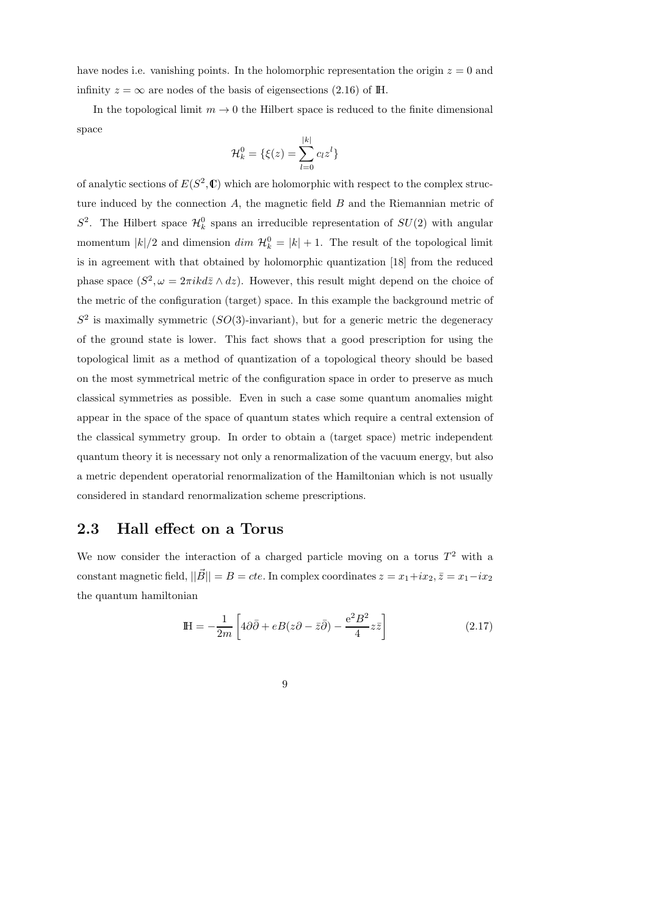have nodes i.e. vanishing points. In the holomorphic representation the origin $z = 0$ and infinity $z = \infty$ are nodes of the basis of eigensections (2.16) of $\mathbb{H}$.

In the topological limit $m \to 0$ the Hilbert space is reduced to the finite dimensional space

$$\mathcal{H}_k^0 = \{\xi(z) = \sum_{l=0}^{|k|} c_l z^l\}$$

of analytic sections of $E(S^2, \mathbb{C})$ which are holomorphic with respect to the complex structure induced by the connection $A$, the magnetic field $B$ and the Riemannian metric of $S^2$. The Hilbert space $\mathcal{H}_k^0$ spans an irreducible representation of $SU(2)$ with angular momentum $|k|/2$ and dimension $dim\ \mathcal{H}_k^0 = |k| + 1$. The result of the topological limit is in agreement with that obtained by holomorphic quantization [18] from the reduced phase space $(S^2, \omega = 2\pi i k d\bar{z} \wedge dz)$. However, this result might depend on the choice of the metric of the configuration (target) space. In this example the background metric of $S^2$ is maximally symmetric ($SO(3)$-invariant), but for a generic metric the degeneracy of the ground state is lower. This fact shows that a good prescription for using the topological limit as a method of quantization of a topological theory should be based on the most symmetrical metric of the configuration space in order to preserve as much classical symmetries as possible. Even in such a case some quantum anomalies might appear in the space of the space of quantum states which require a central extension of the classical symmetry group. In order to obtain a (target space) metric independent quantum theory it is necessary not only a renormalization of the vacuum energy, but also a metric dependent operatorial renormalization of the Hamiltonian which is not usually considered in standard renormalization scheme prescriptions.

## 2.3 Hall effect on a Torus

We now consider the interaction of a charged particle moving on a torus $T^2$ with a constant magnetic field, $||\vec{B}|| = B = cte$. In complex coordinates $z = x_1 + ix_2, \bar{z} = x_1 - ix_2$ the quantum hamiltonian

$$\mathbb{H} = -\frac{1}{2m}\left[4\partial\bar{\partial} + eB(z\partial - \bar{z}\bar{\partial}) - \frac{e^2B^2}{4}z\bar{z}\right] \tag{2.17}$$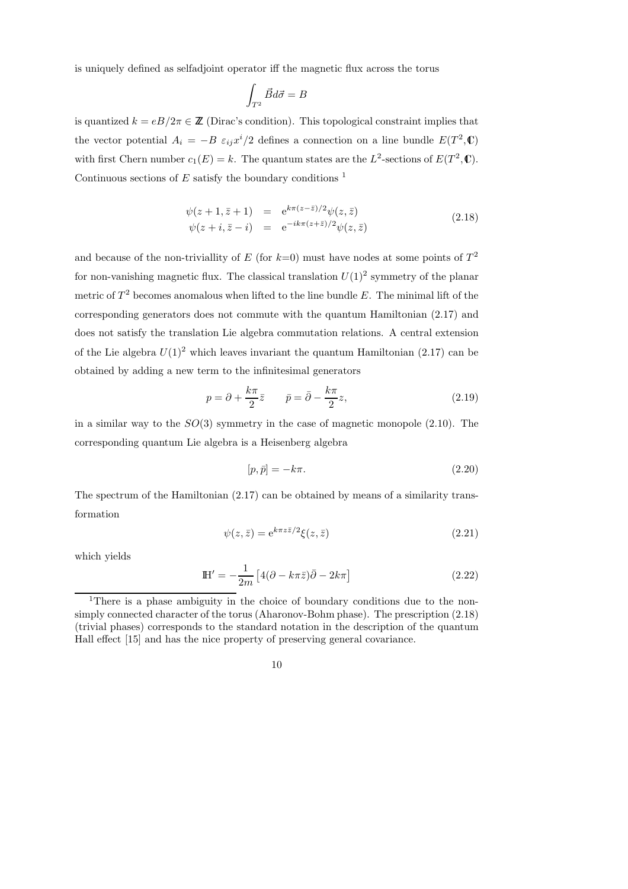is uniquely defined as selfadjoint operator iff the magnetic flux across the torus

$$\int_{T^2} \vec{B} d\vec{\sigma} = B$$

is quantized $k = eB/2\pi \in \mathbb{Z}$ (Dirac's condition). This topological constraint implies that the vector potential $A_i = -B\ \varepsilon_{ij} x^i/2$ defines a connection on a line bundle $E(T^2, \mathbb{C})$ with first Chern number $c_1(E) = k$. The quantum states are the $L^2$-sections of $E(T^2, \mathbb{C})$. Continuous sections of $E$ satisfy the boundary conditions [1]

$$\begin{aligned}
\psi(z+1, \bar{z}+1) &= \mathrm{e}^{k\pi(z-\bar{z})/2} \psi(z, \bar{z}) \\
\psi(z+i, \bar{z}-i) &= \mathrm{e}^{-ik\pi(z+\bar{z})/2} \psi(z, \bar{z})
\end{aligned} \tag{2.18}$$

and because of the non-triviallity of $E$ (for $k$=0) must have nodes at some points of $T^2$ for non-vanishing magnetic flux. The classical translation $U(1)^2$ symmetry of the planar metric of $T^2$ becomes anomalous when lifted to the line bundle $E$. The minimal lift of the corresponding generators does not commute with the quantum Hamiltonian (2.17) and does not satisfy the translation Lie algebra commutation relations. A central extension of the Lie algebra $U(1)^2$ which leaves invariant the quantum Hamiltonian (2.17) can be obtained by adding a new term to the infinitesimal generators

$$p = \partial + \frac{k\pi}{2} \bar{z} \qquad \bar{p} = \bar{\partial} - \frac{k\pi}{2} z, \tag{2.19}$$

in a similar way to the $SO(3)$ symmetry in the case of magnetic monopole (2.10). The corresponding quantum Lie algebra is a Heisenberg algebra

$$[p, \bar{p}] = -k\pi. \tag{2.20}$$

The spectrum of the Hamiltonian (2.17) can be obtained by means of a similarity transformation

$$\psi(z, \bar{z}) = \mathrm{e}^{k\pi z \bar{z}/2} \xi(z, \bar{z}) \tag{2.21}$$

which yields

$$\mathbb{H}' = -\frac{1}{2m} \left[ 4(\partial - k\pi\bar{z})\bar{\partial} - 2k\pi \right] \tag{2.22}$$

[1] There is a phase ambiguity in the choice of boundary conditions due to the non-simply connected character of the torus (Aharonov-Bohm phase). The prescription (2.18) (trivial phases) corresponds to the standard notation in the description of the quantum Hall effect [15] and has the nice property of preserving general covariance.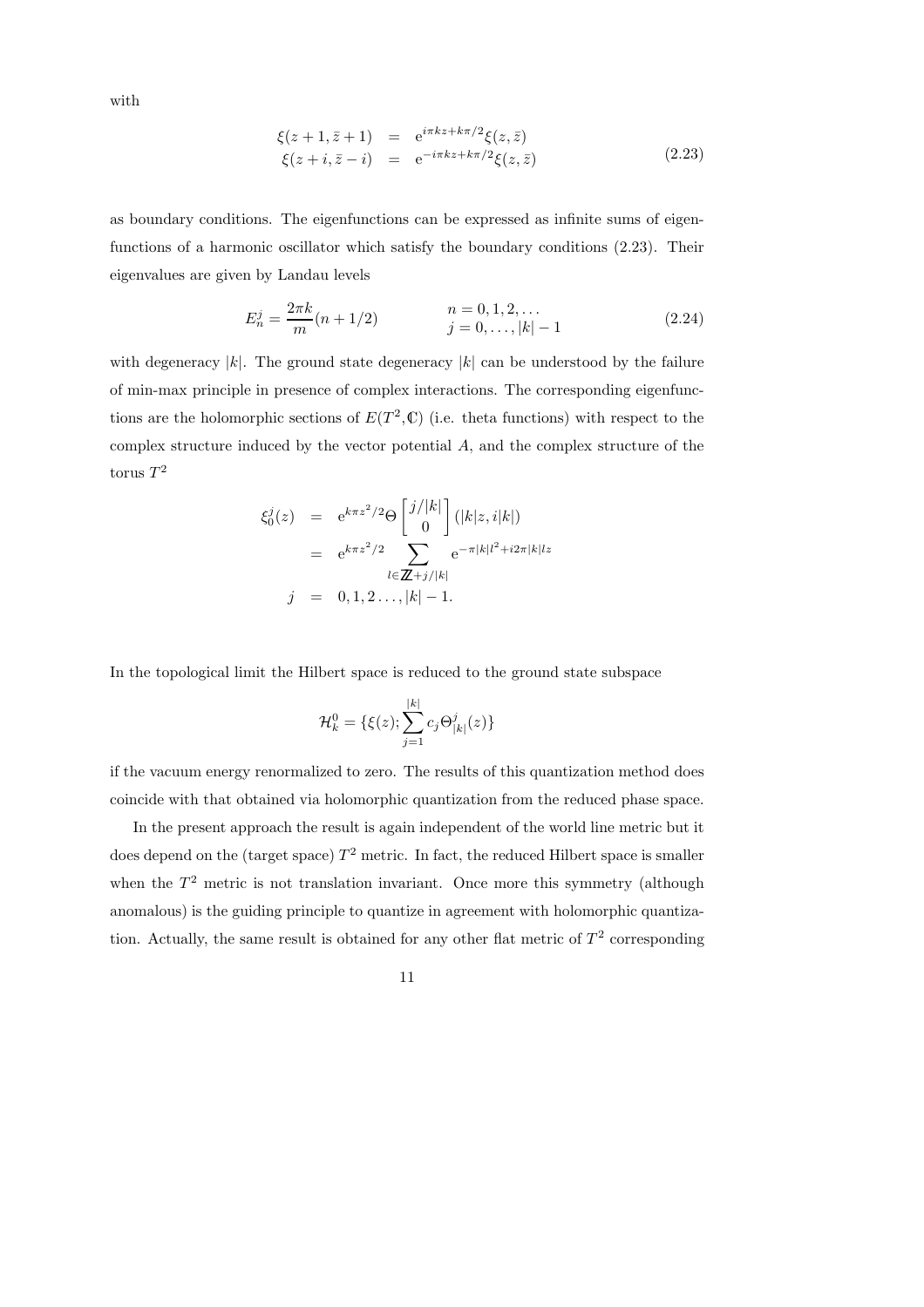with

$$
\begin{aligned}
\xi(z+1,\bar{z}+1) &= \mathrm{e}^{i\pi kz + k\pi/2}\xi(z,\bar{z}) \\
\xi(z+i,\bar{z}-i) &= \mathrm{e}^{-i\pi kz + k\pi/2}\xi(z,\bar{z})
\end{aligned}
\tag{2.23}
$$

as boundary conditions. The eigenfunctions can be expressed as infinite sums of eigenfunctions of a harmonic oscillator which satisfy the boundary conditions (2.23). Their eigenvalues are given by Landau levels

$$
E_n^j = \frac{2\pi k}{m}(n + 1/2) \qquad \begin{array}{l} n = 0, 1, 2, \ldots \\ j = 0, \ldots, |k| - 1 \end{array}
\tag{2.24}
$$

with degeneracy $|k|$. The ground state degeneracy $|k|$ can be understood by the failure of min-max principle in presence of complex interactions. The corresponding eigenfunctions are the holomorphic sections of $E(T^2, \mathbb{C})$ (i.e. theta functions) with respect to the complex structure induced by the vector potential $A$, and the complex structure of the torus $T^2$

$$
\begin{aligned}
\xi_0^j(z) &= \mathrm{e}^{k\pi z^2/2}\Theta \begin{bmatrix} j/|k| \\ 0 \end{bmatrix} (|k|z, i|k|) \\
&= \mathrm{e}^{k\pi z^2/2} \sum_{l \in \mathbb{Z} + j/|k|} \mathrm{e}^{-\pi|k|l^2 + i2\pi|k|lz} \\
j &= 0, 1, 2 \ldots, |k| - 1.
\end{aligned}
$$

In the topological limit the Hilbert space is reduced to the ground state subspace

$$
\mathcal{H}_k^0 = \{\xi(z); \sum_{j=1}^{|k|} c_j \Theta_{|k|}^j(z)\}
$$

if the vacuum energy renormalized to zero. The results of this quantization method does coincide with that obtained via holomorphic quantization from the reduced phase space.

In the present approach the result is again independent of the world line metric but it does depend on the (target space) $T^2$ metric. In fact, the reduced Hilbert space is smaller when the $T^2$ metric is not translation invariant. Once more this symmetry (although anomalous) is the guiding principle to quantize in agreement with holomorphic quantization. Actually, the same result is obtained for any other flat metric of $T^2$ corresponding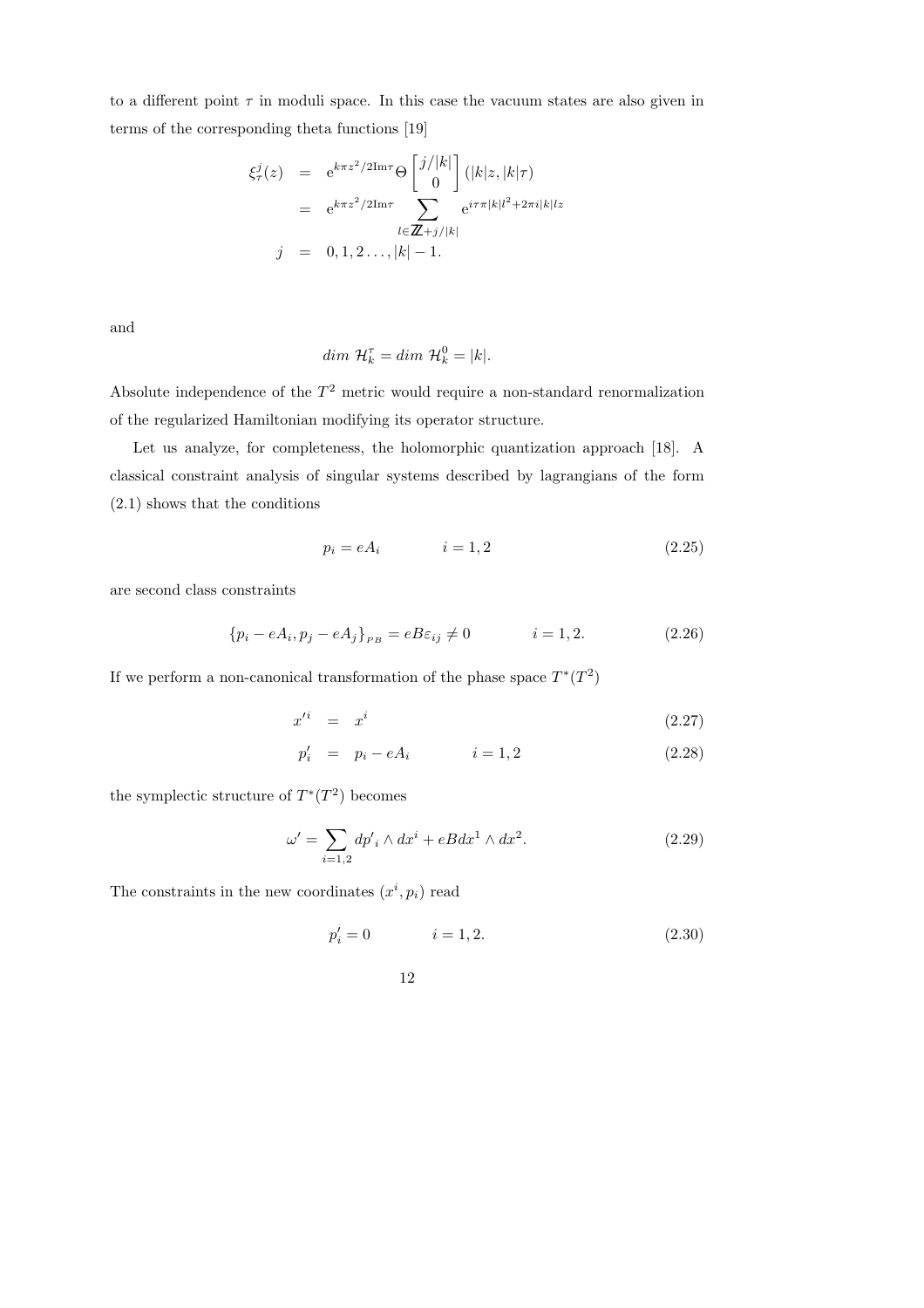to a different point $\tau$ in moduli space. In this case the vacuum states are also given in terms of the corresponding theta functions [19]

$$
\begin{aligned}
\xi^j_\tau(z) &= e^{k\pi z^2/2\mathrm{Im}\tau}\, \Theta \begin{bmatrix} j/|k| \\ 0 \end{bmatrix} (|k|z, |k|\tau) \\
&= e^{k\pi z^2/2\mathrm{Im}\tau} \sum_{l\in \mathbb{Z}+j/|k|} e^{i\tau\pi|k|l^2+2\pi i|k|lz} \\
j &= 0, 1, 2\ldots, |k|-1.
\end{aligned}
$$

and

$$
dim\ \mathcal{H}^\tau_k = dim\ \mathcal{H}^0_k = |k|.
$$

Absolute independence of the $T^2$ metric would require a non-standard renormalization of the regularized Hamiltonian modifying its operator structure.

Let us analyze, for completeness, the holomorphic quantization approach [18]. A classical constraint analysis of singular systems described by lagrangians of the form (2.1) shows that the conditions

$$
p_i = eA_i \qquad\qquad i = 1, 2 \tag{2.25}
$$

are second class constraints

$$
\{p_i - eA_i, p_j - eA_j\}_{PB} = eB\varepsilon_{ij} \neq 0 \qquad\qquad i = 1, 2. \tag{2.26}
$$

If we perform a non-canonical transformation of the phase space $T^*(T^2)$

$$
x'^i = x^i \tag{2.27}
$$

$$
p'_i = p_i - eA_i \qquad\qquad i = 1, 2 \tag{2.28}
$$

the symplectic structure of $T^*(T^2)$ becomes

$$
\omega' = \sum_{i=1,2} dp'_i \wedge dx^i + eBdx^1 \wedge dx^2. \tag{2.29}
$$

The constraints in the new coordinates $(x^i, p_i)$ read

$$
p'_i = 0 \qquad\qquad i = 1, 2. \tag{2.30}
$$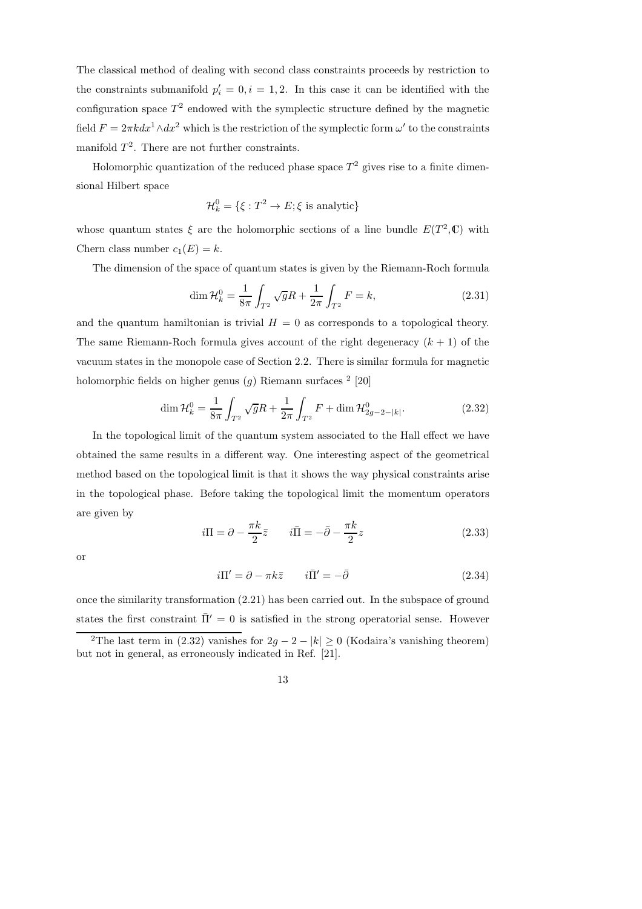The classical method of dealing with second class constraints proceeds by restriction to the constraints submanifold $p_i' = 0, i = 1, 2$. In this case it can be identified with the configuration space $T^2$ endowed with the symplectic structure defined by the magnetic field $F = 2\pi k dx^1 \wedge dx^2$ which is the restriction of the symplectic form $\omega'$ to the constraints manifold $T^2$. There are not further constraints.

Holomorphic quantization of the reduced phase space $T^2$ gives rise to a finite dimensional Hilbert space

$$\mathcal{H}_k^0 = \{\xi : T^2 \to E; \xi \text{ is analytic}\}$$

whose quantum states $\xi$ are the holomorphic sections of a line bundle $E(T^2, \mathbb{C})$ with Chern class number $c_1(E) = k$.

The dimension of the space of quantum states is given by the Riemann-Roch formula

$$\dim \mathcal{H}_k^0 = \frac{1}{8\pi} \int_{T^2} \sqrt{g} R + \frac{1}{2\pi} \int_{T^2} F = k, \tag{2.31}$$

and the quantum hamiltonian is trivial $H = 0$ as corresponds to a topological theory. The same Riemann-Roch formula gives account of the right degeneracy $(k+1)$ of the vacuum states in the monopole case of Section 2.2. There is similar formula for magnetic holomorphic fields on higher genus $(g)$ Riemann surfaces [2] [20]

$$\dim \mathcal{H}_k^0 = \frac{1}{8\pi} \int_{T^2} \sqrt{g} R + \frac{1}{2\pi} \int_{T^2} F + \dim \mathcal{H}^0_{2g-2-|k|}. \tag{2.32}$$

In the topological limit of the quantum system associated to the Hall effect we have obtained the same results in a different way. One interesting aspect of the geometrical method based on the topological limit is that it shows the way physical constraints arise in the topological phase. Before taking the topological limit the momentum operators are given by

$$i\Pi = \partial - \frac{\pi k}{2} \bar{z} \qquad i\bar{\Pi} = -\bar{\partial} - \frac{\pi k}{2} z \tag{2.33}$$

or

$$i\Pi' = \partial - \pi k \bar{z} \qquad i\bar{\Pi}' = -\bar{\partial} \tag{2.34}$$

once the similarity transformation (2.21) has been carried out. In the subspace of ground states the first constraint $\bar{\Pi}' = 0$ is satisfied in the strong operatorial sense. However

[2] The last term in (2.32) vanishes for $2g - 2 - |k| \geq 0$ (Kodaira's vanishing theorem) but not in general, as erroneously indicated in Ref. [21].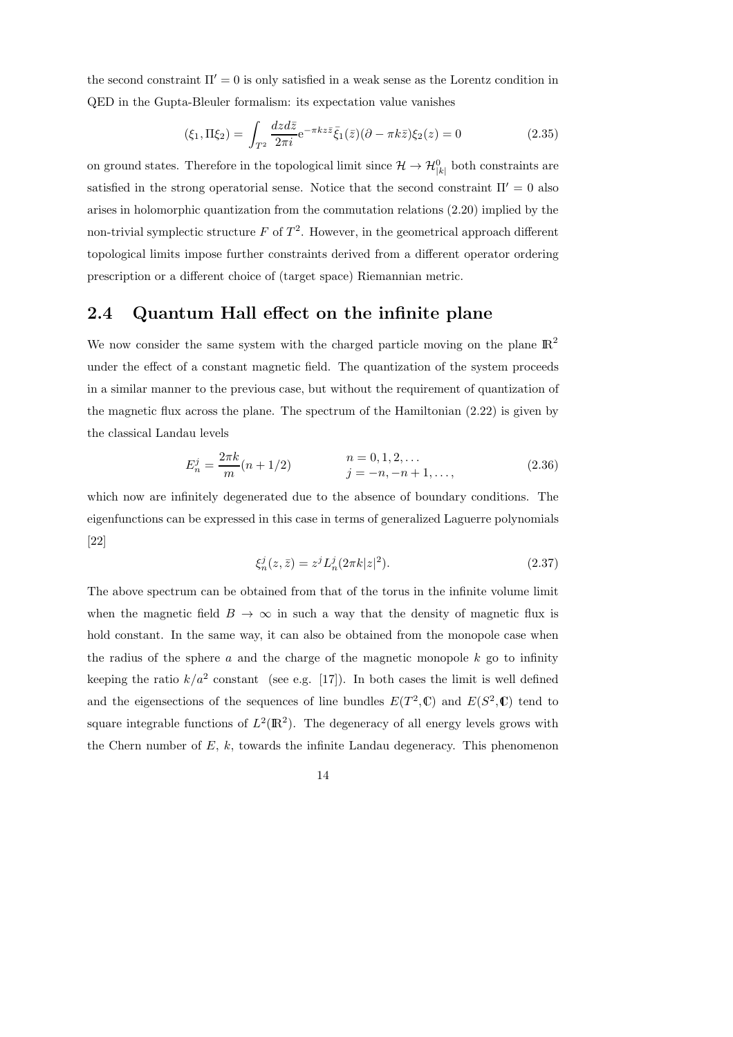the second constraint $\Pi' = 0$ is only satisfied in a weak sense as the Lorentz condition in QED in the Gupta-Bleuler formalism: its expectation value vanishes

$$(\xi_1, \Pi\xi_2) = \int_{T^2} \frac{dz d\bar{z}}{2\pi i} \mathrm{e}^{-\pi k z \bar{z}} \bar{\xi}_1(\bar{z})(\partial - \pi k \bar{z})\xi_2(z) = 0 \tag{2.35}$$

on ground states. Therefore in the topological limit since $\mathcal{H} \to \mathcal{H}^0_{|k|}$ both constraints are satisfied in the strong operatorial sense. Notice that the second constraint $\Pi' = 0$ also arises in holomorphic quantization from the commutation relations (2.20) implied by the non-trivial symplectic structure $F$ of $T^2$. However, in the geometrical approach different topological limits impose further constraints derived from a different operator ordering prescription or a different choice of (target space) Riemannian metric.

## 2.4 Quantum Hall effect on the infinite plane

We now consider the same system with the charged particle moving on the plane $\mathbb{R}^2$ under the effect of a constant magnetic field. The quantization of the system proceeds in a similar manner to the previous case, but without the requirement of quantization of the magnetic flux across the plane. The spectrum of the Hamiltonian (2.22) is given by the classical Landau levels

$$E_n^j = \frac{2\pi k}{m}(n + 1/2) \qquad \begin{array}{l} n = 0, 1, 2, \ldots \\ j = -n, -n+1, \ldots, \end{array} \tag{2.36}$$

which now are infinitely degenerated due to the absence of boundary conditions. The eigenfunctions can be expressed in this case in terms of generalized Laguerre polynomials [22]

$$\xi_n^j(z, \bar{z}) = z^j L_n^j(2\pi k |z|^2). \tag{2.37}$$

The above spectrum can be obtained from that of the torus in the infinite volume limit when the magnetic field $B \to \infty$ in such a way that the density of magnetic flux is hold constant. In the same way, it can also be obtained from the monopole case when the radius of the sphere $a$ and the charge of the magnetic monopole $k$ go to infinity keeping the ratio $k/a^2$ constant (see e.g. [17]). In both cases the limit is well defined and the eigensections of the sequences of line bundles $E(T^2, \mathbb{C})$ and $E(S^2, \mathbb{C})$ tend to square integrable functions of $L^2(\mathbb{R}^2)$. The degeneracy of all energy levels grows with the Chern number of $E$, $k$, towards the infinite Landau degeneracy. This phenomenon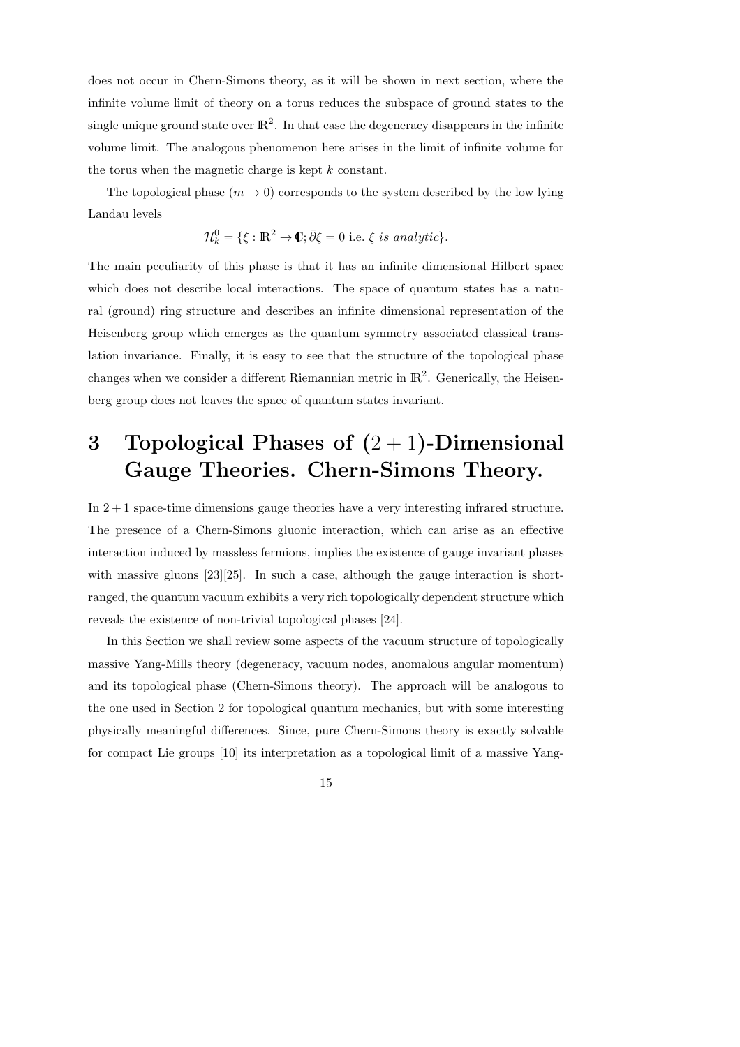does not occur in Chern-Simons theory, as it will be shown in next section, where the infinite volume limit of theory on a torus reduces the subspace of ground states to the single unique ground state over $\mathbb{R}^2$. In that case the degeneracy disappears in the infinite volume limit. The analogous phenomenon here arises in the limit of infinite volume for the torus when the magnetic charge is kept $k$ constant.

The topological phase ($m \to 0$) corresponds to the system described by the low lying Landau levels

$$\mathcal{H}_k^0 = \{\xi : \mathbb{R}^2 \to \mathbb{C}; \bar{\partial}\xi = 0 \text{ i.e. } \xi \textit{ is analytic}\}.$$

The main peculiarity of this phase is that it has an infinite dimensional Hilbert space which does not describe local interactions. The space of quantum states has a natural (ground) ring structure and describes an infinite dimensional representation of the Heisenberg group which emerges as the quantum symmetry associated classical translation invariance. Finally, it is easy to see that the structure of the topological phase changes when we consider a different Riemannian metric in $\mathbb{R}^2$. Generically, the Heisenberg group does not leaves the space of quantum states invariant.

# 3 Topological Phases of $(2 + 1)$-Dimensional Gauge Theories. Chern-Simons Theory.

In $2 + 1$ space-time dimensions gauge theories have a very interesting infrared structure. The presence of a Chern-Simons gluonic interaction, which can arise as an effective interaction induced by massless fermions, implies the existence of gauge invariant phases with massive gluons [23][25]. In such a case, although the gauge interaction is short-ranged, the quantum vacuum exhibits a very rich topologically dependent structure which reveals the existence of non-trivial topological phases [24].

In this Section we shall review some aspects of the vacuum structure of topologically massive Yang-Mills theory (degeneracy, vacuum nodes, anomalous angular momentum) and its topological phase (Chern-Simons theory). The approach will be analogous to the one used in Section 2 for topological quantum mechanics, but with some interesting physically meaningful differences. Since, pure Chern-Simons theory is exactly solvable for compact Lie groups [10] its interpretation as a topological limit of a massive Yang-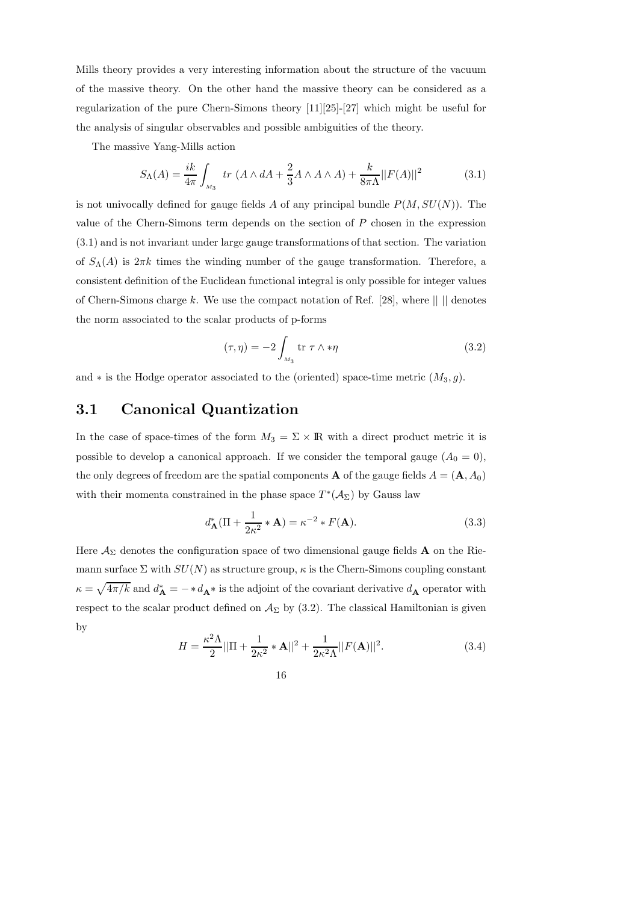Mills theory provides a very interesting information about the structure of the vacuum of the massive theory. On the other hand the massive theory can be considered as a regularization of the pure Chern-Simons theory [11][25]-[27] which might be useful for the analysis of singular observables and possible ambiguities of the theory.

The massive Yang-Mills action

$$S_\Lambda(A) = \frac{ik}{4\pi}\int_{M_3} tr\ (A\wedge dA + \frac{2}{3}A\wedge A\wedge A) + \frac{k}{8\pi\Lambda}||F(A)||^2 \tag{3.1}$$

is not univocally defined for gauge fields $A$ of any principal bundle $P(M, SU(N))$. The value of the Chern-Simons term depends on the section of $P$ chosen in the expression (3.1) and is not invariant under large gauge transformations of that section. The variation of $S_\Lambda(A)$ is $2\pi k$ times the winding number of the gauge transformation. Therefore, a consistent definition of the Euclidean functional integral is only possible for integer values of Chern-Simons charge $k$. We use the compact notation of Ref. [28], where $||\ ||$ denotes the norm associated to the scalar products of p-forms

$$(\tau, \eta) = -2\int_{M_3} \text{tr}\ \tau \wedge *\eta \tag{3.2}$$

and $*$ is the Hodge operator associated to the (oriented) space-time metric $(M_3, g)$.

## 3.1 Canonical Quantization

In the case of space-times of the form $M_3 = \Sigma \times \mathbb{R}$ with a direct product metric it is possible to develop a canonical approach. If we consider the temporal gauge ($A_0 = 0$), the only degrees of freedom are the spatial components $\mathbf{A}$ of the gauge fields $A = (\mathbf{A}, A_0)$ with their momenta constrained in the phase space $T^*(\mathcal{A}_\Sigma)$ by Gauss law

$$d^*_{\mathbf{A}}(\Pi + \frac{1}{2\kappa^2} * \mathbf{A}) = \kappa^{-2} * F(\mathbf{A}). \tag{3.3}$$

Here $\mathcal{A}_\Sigma$ denotes the configuration space of two dimensional gauge fields $\mathbf{A}$ on the Riemann surface $\Sigma$ with $SU(N)$ as structure group, $\kappa$ is the Chern-Simons coupling constant $\kappa = \sqrt{4\pi/k}$ and $d^*_{\mathbf{A}} = - * d_{\mathbf{A}} *$ is the adjoint of the covariant derivative $d_{\mathbf{A}}$ operator with respect to the scalar product defined on $\mathcal{A}_\Sigma$ by (3.2). The classical Hamiltonian is given by

$$H = \frac{\kappa^2\Lambda}{2}||\Pi + \frac{1}{2\kappa^2} * \mathbf{A}||^2 + \frac{1}{2\kappa^2\Lambda}||F(\mathbf{A})||^2. \tag{3.4}$$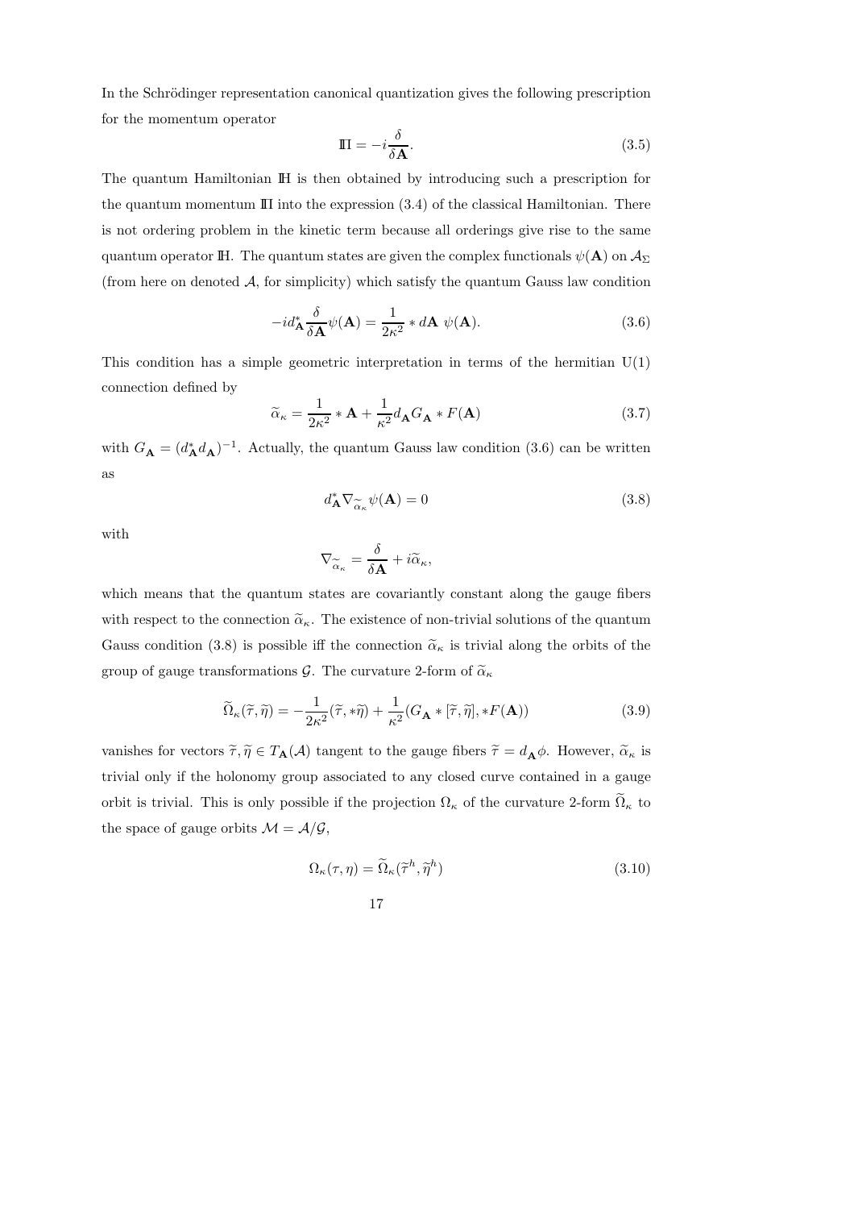In the Schrödinger representation canonical quantization gives the following prescription for the momentum operator

$$\mathbb{\Pi} = -i\frac{\delta}{\delta \mathbf{A}}. \tag{3.5}$$

The quantum Hamiltonian $\mathbb{H}$ is then obtained by introducing such a prescription for the quantum momentum $\mathbb{\Pi}$ into the expression (3.4) of the classical Hamiltonian. There is not ordering problem in the kinetic term because all orderings give rise to the same quantum operator $\mathbb{H}$. The quantum states are given the complex functionals $\psi(\mathbf{A})$ on $\mathcal{A}_\Sigma$ (from here on denoted $\mathcal{A}$, for simplicity) which satisfy the quantum Gauss law condition

$$-id^*_{\mathbf{A}}\frac{\delta}{\delta \mathbf{A}}\psi(\mathbf{A}) = \frac{1}{2\kappa^2} * d\mathbf{A}\ \psi(\mathbf{A}). \tag{3.6}$$

This condition has a simple geometric interpretation in terms of the hermitian U(1) connection defined by

$$\widetilde{\alpha}_\kappa = \frac{1}{2\kappa^2} * \mathbf{A} + \frac{1}{\kappa^2} d_{\mathbf{A}} G_{\mathbf{A}} * F(\mathbf{A}) \tag{3.7}$$

with $G_{\mathbf{A}} = (d^*_{\mathbf{A}} d_{\mathbf{A}})^{-1}$. Actually, the quantum Gauss law condition (3.6) can be written as

$$d^*_{\mathbf{A}} \nabla_{\widetilde{\alpha}_\kappa} \psi(\mathbf{A}) = 0 \tag{3.8}$$

with

$$\nabla_{\widetilde{\alpha}_\kappa} = \frac{\delta}{\delta \mathbf{A}} + i\widetilde{\alpha}_\kappa,$$

which means that the quantum states are covariantly constant along the gauge fibers with respect to the connection $\widetilde{\alpha}_\kappa$. The existence of non-trivial solutions of the quantum Gauss condition (3.8) is possible iff the connection $\widetilde{\alpha}_\kappa$ is trivial along the orbits of the group of gauge transformations $\mathcal{G}$. The curvature 2-form of $\widetilde{\alpha}_\kappa$

$$\widetilde{\Omega}_\kappa(\widetilde{\tau}, \widetilde{\eta}) = -\frac{1}{2\kappa^2}(\widetilde{\tau}, *\widetilde{\eta}) + \frac{1}{\kappa^2}(G_{\mathbf{A}} * [\widetilde{\tau}, \widetilde{\eta}], *F(\mathbf{A})) \tag{3.9}$$

vanishes for vectors $\widetilde{\tau}, \widetilde{\eta} \in T_{\mathbf{A}}(\mathcal{A})$ tangent to the gauge fibers $\widetilde{\tau} = d_{\mathbf{A}}\phi$. However, $\widetilde{\alpha}_\kappa$ is trivial only if the holonomy group associated to any closed curve contained in a gauge orbit is trivial. This is only possible if the projection $\Omega_\kappa$ of the curvature 2-form $\widetilde{\Omega}_\kappa$ to the space of gauge orbits $\mathcal{M} = \mathcal{A}/\mathcal{G}$,

$$\Omega_\kappa(\tau, \eta) = \widetilde{\Omega}_\kappa(\widetilde{\tau}^h, \widetilde{\eta}^h) \tag{3.10}$$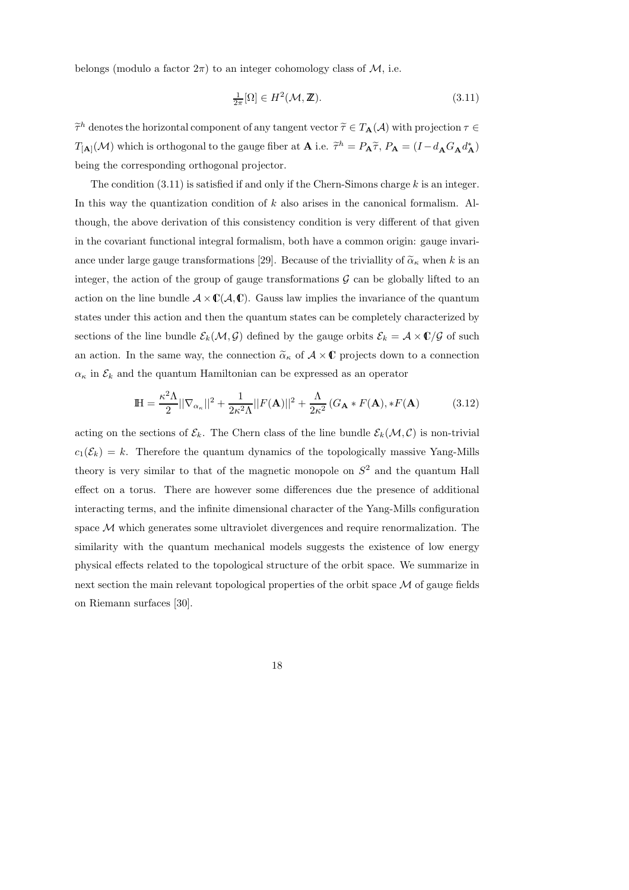belongs (modulo a factor $2\pi$) to an integer cohomology class of $\mathcal{M}$, i.e.

$$\tfrac{1}{2\pi}[\Omega] \in H^2(\mathcal{M}, \mathbb{Z}). \tag{3.11}$$

$\widetilde{\tau}^h$ denotes the horizontal component of any tangent vector $\widetilde{\tau} \in T_{\mathbf{A}}(\mathcal{A})$ with projection $\tau \in T_{[\mathbf{A}]}(\mathcal{M})$ which is orthogonal to the gauge fiber at $\mathbf{A}$ i.e. $\widetilde{\tau}^h = P_{\mathbf{A}}\widetilde{\tau}$, $P_{\mathbf{A}} = (I - d_{\mathbf{A}} G_{\mathbf{A}} d^*_{\mathbf{A}})$ being the corresponding orthogonal projector.

The condition (3.11) is satisfied if and only if the Chern-Simons charge $k$ is an integer. In this way the quantization condition of $k$ also arises in the canonical formalism. Although, the above derivation of this consistency condition is very different of that given in the covariant functional integral formalism, both have a common origin: gauge invariance under large gauge transformations [29]. Because of the triviallity of $\widetilde{\alpha}_\kappa$ when $k$ is an integer, the action of the group of gauge transformations $\mathcal{G}$ can be globally lifted to an action on the line bundle $\mathcal{A} \times \mathbb{C}(\mathcal{A}, \mathbb{C})$. Gauss law implies the invariance of the quantum states under this action and then the quantum states can be completely characterized by sections of the line bundle $\mathcal{E}_k(\mathcal{M}, \mathcal{G})$ defined by the gauge orbits $\mathcal{E}_k = \mathcal{A} \times \mathbb{C}/\mathcal{G}$ of such an action. In the same way, the connection $\widetilde{\alpha}_\kappa$ of $\mathcal{A} \times \mathbb{C}$ projects down to a connection $\alpha_\kappa$ in $\mathcal{E}_k$ and the quantum Hamiltonian can be expressed as an operator

$$\mathbb{H} = \frac{\kappa^2 \Lambda}{2} ||\nabla_{\alpha_\kappa}||^2 + \frac{1}{2\kappa^2 \Lambda} ||F(\mathbf{A})||^2 + \frac{\Lambda}{2\kappa^2} \left(G_{\mathbf{A}} * F(\mathbf{A}), *F(\mathbf{A})\right) \tag{3.12}$$

acting on the sections of $\mathcal{E}_k$. The Chern class of the line bundle $\mathcal{E}_k(\mathcal{M}, \mathcal{C})$ is non-trivial $c_1(\mathcal{E}_k) = k$. Therefore the quantum dynamics of the topologically massive Yang-Mills theory is very similar to that of the magnetic monopole on $S^2$ and the quantum Hall effect on a torus. There are however some differences due the presence of additional interacting terms, and the infinite dimensional character of the Yang-Mills configuration space $\mathcal{M}$ which generates some ultraviolet divergences and require renormalization. The similarity with the quantum mechanical models suggests the existence of low energy physical effects related to the topological structure of the orbit space. We summarize in next section the main relevant topological properties of the orbit space $\mathcal{M}$ of gauge fields on Riemann surfaces [30].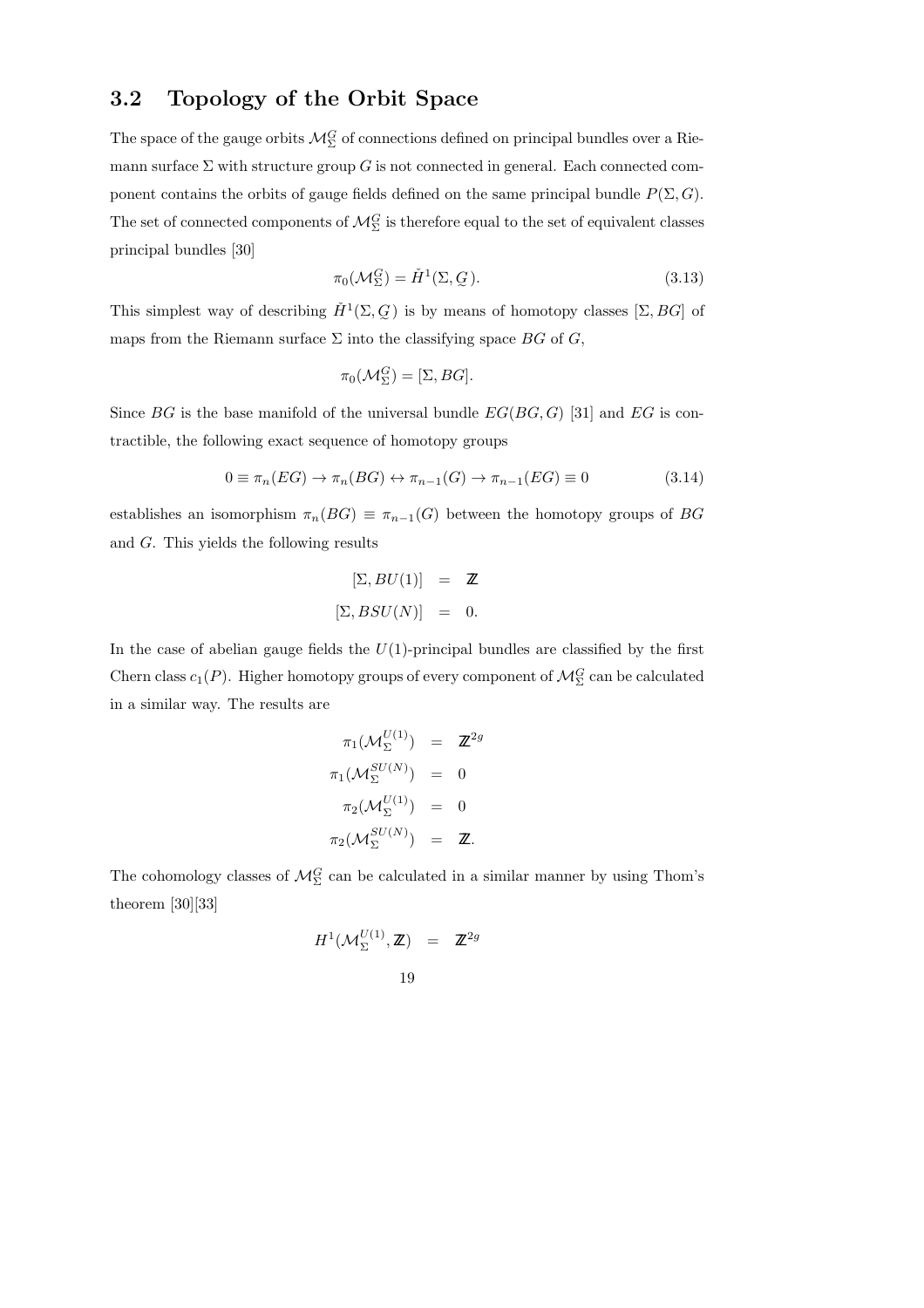## 3.2 Topology of the Orbit Space

The space of the gauge orbits $\mathcal{M}_\Sigma^G$ of connections defined on principal bundles over a Riemann surface $\Sigma$ with structure group $G$ is not connected in general. Each connected component contains the orbits of gauge fields defined on the same principal bundle $P(\Sigma, G)$. The set of connected components of $\mathcal{M}_\Sigma^G$ is therefore equal to the set of equivalent classes principal bundles [30]

$$\pi_0(\mathcal{M}_\Sigma^G) = \check{H}^1(\Sigma, \underset{\sim}{G}). \tag{3.13}$$

This simplest way of describing $\check{H}^1(\Sigma, \underset{\sim}{G})$ is by means of homotopy classes $[\Sigma, BG]$ of maps from the Riemann surface $\Sigma$ into the classifying space $BG$ of $G$,

$$\pi_0(\mathcal{M}_\Sigma^G) = [\Sigma, BG].$$

Since $BG$ is the base manifold of the universal bundle $EG(BG, G)$ [31] and $EG$ is contractible, the following exact sequence of homotopy groups

$$0 \equiv \pi_n(EG) \to \pi_n(BG) \leftrightarrow \pi_{n-1}(G) \to \pi_{n-1}(EG) \equiv 0 \tag{3.14}$$

establishes an isomorphism $\pi_n(BG) \equiv \pi_{n-1}(G)$ between the homotopy groups of $BG$ and $G$. This yields the following results

$$\begin{aligned} [\Sigma, BU(1)] &= \mathbb{Z} \\ [\Sigma, BSU(N)] &= 0. \end{aligned}$$

In the case of abelian gauge fields the $U(1)$-principal bundles are classified by the first Chern class $c_1(P)$. Higher homotopy groups of every component of $\mathcal{M}_\Sigma^G$ can be calculated in a similar way. The results are

$$\begin{aligned} \pi_1(\mathcal{M}_\Sigma^{U(1)}) &= \mathbb{Z}^{2g} \\ \pi_1(\mathcal{M}_\Sigma^{SU(N)}) &= 0 \\ \pi_2(\mathcal{M}_\Sigma^{U(1)}) &= 0 \\ \pi_2(\mathcal{M}_\Sigma^{SU(N)}) &= \mathbb{Z}. \end{aligned}$$

The cohomology classes of $\mathcal{M}_\Sigma^G$ can be calculated in a similar manner by using Thom's theorem [30][33]

$$H^1(\mathcal{M}_\Sigma^{U(1)}, \mathbb{Z}) = \mathbb{Z}^{2g}$$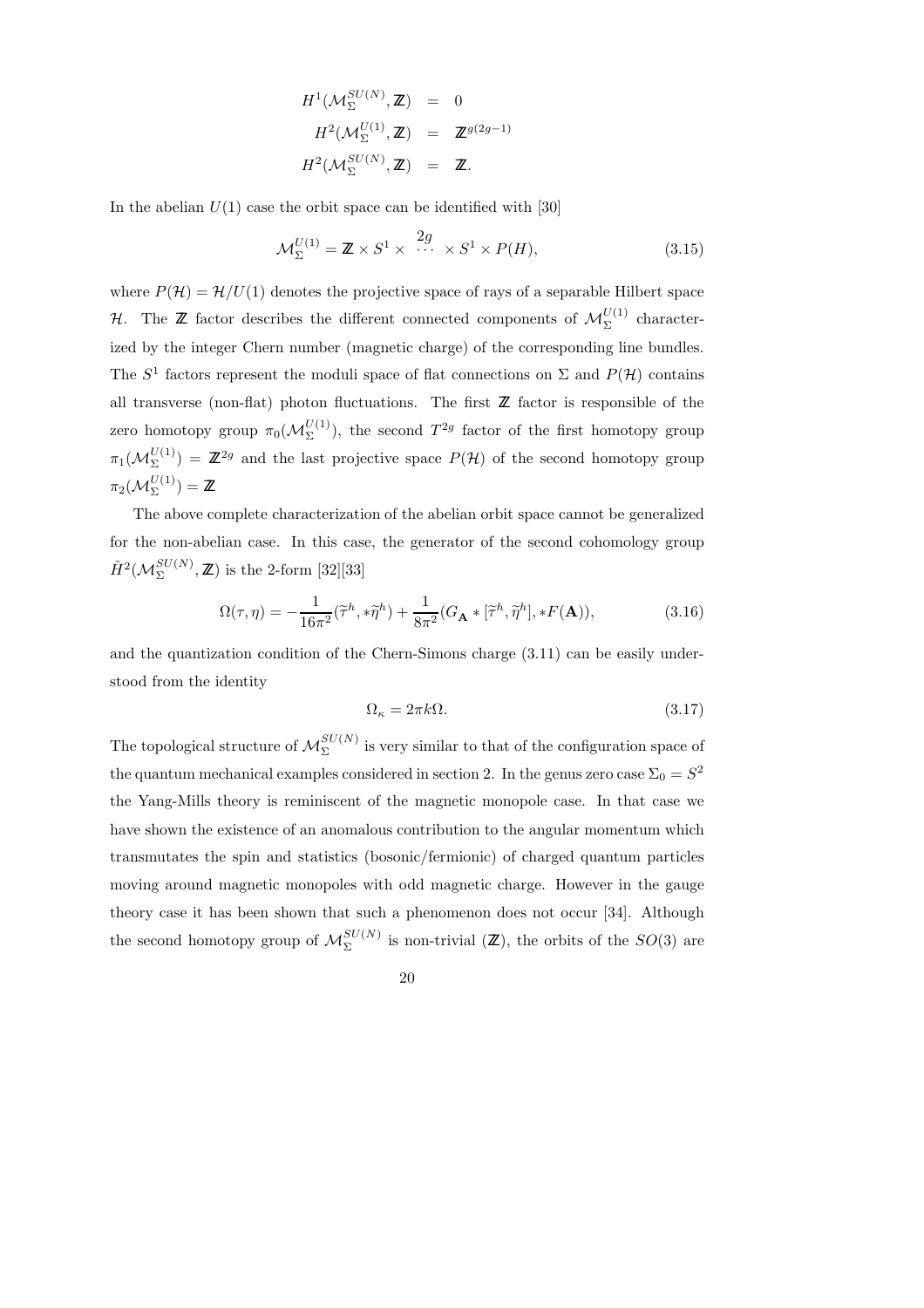$$
\begin{aligned}
H^1(\mathcal{M}_\Sigma^{SU(N)}, \mathbb{Z}) &= 0 \\
H^2(\mathcal{M}_\Sigma^{U(1)}, \mathbb{Z}) &= \mathbb{Z}^{g(2g-1)} \\
H^2(\mathcal{M}_\Sigma^{SU(N)}, \mathbb{Z}) &= \mathbb{Z}.
\end{aligned}
$$

In the abelian $U(1)$ case the orbit space can be identified with [30]

$$
\mathcal{M}_\Sigma^{U(1)} = \mathbb{Z} \times S^1 \times \stackrel{2g}{\cdots} \times S^1 \times P(H), \tag{3.15}
$$

where $P(\mathcal{H}) = \mathcal{H}/U(1)$ denotes the projective space of rays of a separable Hilbert space $\mathcal{H}$. The $\mathbb{Z}$ factor describes the different connected components of $\mathcal{M}_\Sigma^{U(1)}$ characterized by the integer Chern number (magnetic charge) of the corresponding line bundles. The $S^1$ factors represent the moduli space of flat connections on $\Sigma$ and $P(\mathcal{H})$ contains all transverse (non-flat) photon fluctuations. The first $\mathbb{Z}$ factor is responsible of the zero homotopy group $\pi_0(\mathcal{M}_\Sigma^{U(1)})$, the second $T^{2g}$ factor of the first homotopy group $\pi_1(\mathcal{M}_\Sigma^{U(1)}) = \mathbb{Z}^{2g}$ and the last projective space $P(\mathcal{H})$ of the second homotopy group $\pi_2(\mathcal{M}_\Sigma^{U(1)}) = \mathbb{Z}$

The above complete characterization of the abelian orbit space cannot be generalized for the non-abelian case. In this case, the generator of the second cohomology group $\check{H}^2(\mathcal{M}_\Sigma^{SU(N)}, \mathbb{Z})$ is the 2-form [32][33]

$$
\Omega(\tau, \eta) = -\frac{1}{16\pi^2}(\widetilde{\tau}^h, *\widetilde{\eta}^h) + \frac{1}{8\pi^2}(G_{\mathbf{A}} * [\widetilde{\tau}^h, \widetilde{\eta}^h], *F(\mathbf{A})), \tag{3.16}
$$

and the quantization condition of the Chern-Simons charge (3.11) can be easily understood from the identity

$$
\Omega_\kappa = 2\pi k \Omega. \tag{3.17}
$$

The topological structure of $\mathcal{M}_\Sigma^{SU(N)}$ is very similar to that of the configuration space of the quantum mechanical examples considered in section 2. In the genus zero case $\Sigma_0 = S^2$ the Yang-Mills theory is reminiscent of the magnetic monopole case. In that case we have shown the existence of an anomalous contribution to the angular momentum which transmutates the spin and statistics (bosonic/fermionic) of charged quantum particles moving around magnetic monopoles with odd magnetic charge. However in the gauge theory case it has been shown that such a phenomenon does not occur [34]. Although the second homotopy group of $\mathcal{M}_\Sigma^{SU(N)}$ is non-trivial ($\mathbb{Z}$), the orbits of the $SO(3)$ are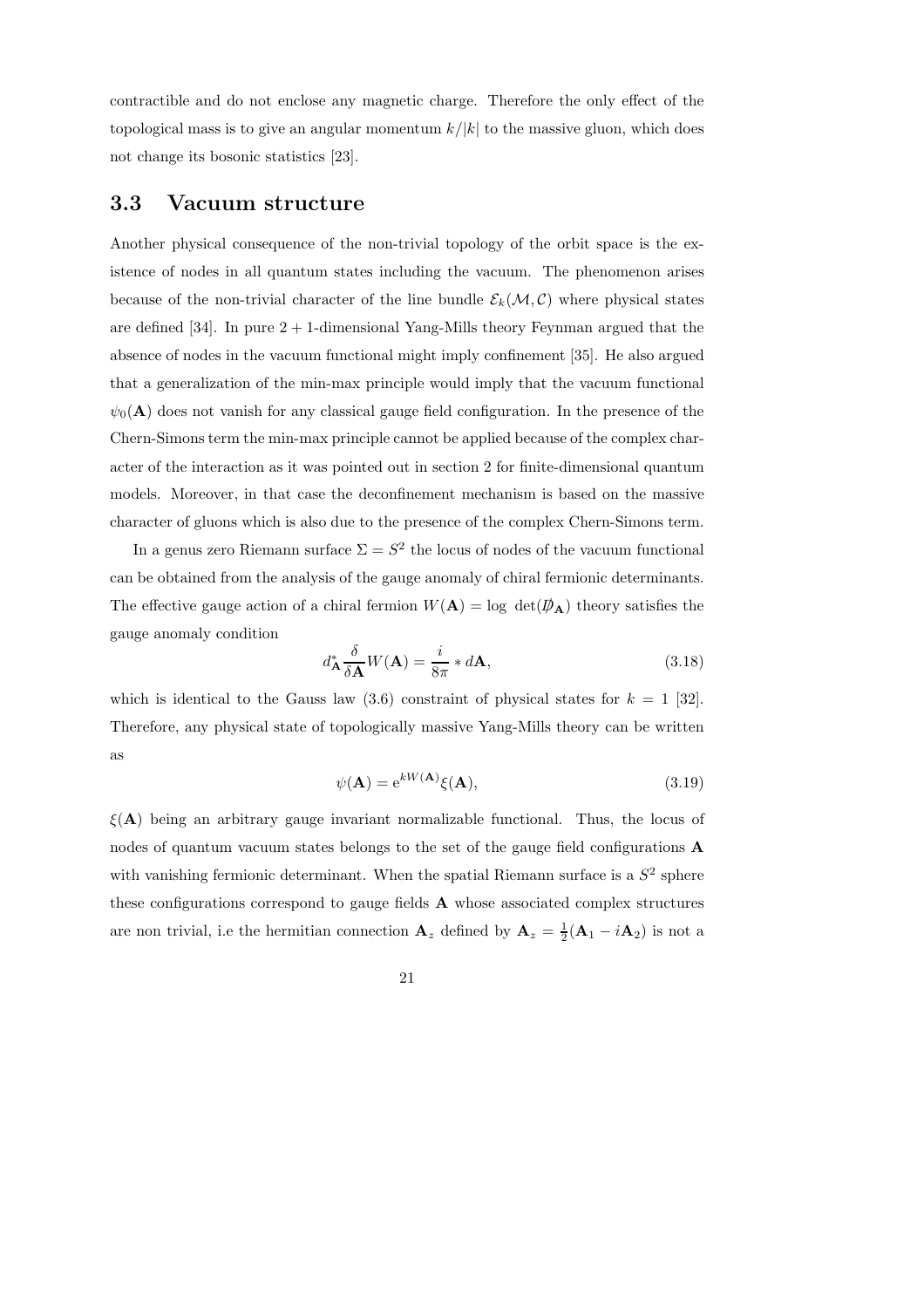contractible and do not enclose any magnetic charge. Therefore the only effect of the topological mass is to give an angular momentum $k/|k|$ to the massive gluon, which does not change its bosonic statistics [23].

### 3.3 Vacuum structure

Another physical consequence of the non-trivial topology of the orbit space is the existence of nodes in all quantum states including the vacuum. The phenomenon arises because of the non-trivial character of the line bundle $\mathcal{E}_k(\mathcal{M}, \mathcal{C})$ where physical states are defined [34]. In pure $2+1$-dimensional Yang-Mills theory Feynman argued that the absence of nodes in the vacuum functional might imply confinement [35]. He also argued that a generalization of the min-max principle would imply that the vacuum functional $\psi_0(\mathbf{A})$ does not vanish for any classical gauge field configuration. In the presence of the Chern-Simons term the min-max principle cannot be applied because of the complex character of the interaction as it was pointed out in section 2 for finite-dimensional quantum models. Moreover, in that case the deconfinement mechanism is based on the massive character of gluons which is also due to the presence of the complex Chern-Simons term.

In a genus zero Riemann surface $\Sigma = S^2$ the locus of nodes of the vacuum functional can be obtained from the analysis of the gauge anomaly of chiral fermionic determinants. The effective gauge action of a chiral fermion $W(\mathbf{A}) = \log\ \det(\not{D}_{\mathbf{A}})$ theory satisfies the gauge anomaly condition

$$d^*_{\mathbf{A}} \frac{\delta}{\delta \mathbf{A}} W(\mathbf{A}) = \frac{i}{8\pi} * d\mathbf{A}, \tag{3.18}$$

which is identical to the Gauss law (3.6) constraint of physical states for $k = 1$ [32]. Therefore, any physical state of topologically massive Yang-Mills theory can be written as

$$\psi(\mathbf{A}) = \mathrm{e}^{kW(\mathbf{A})} \xi(\mathbf{A}), \tag{3.19}$$

$\xi(\mathbf{A})$ being an arbitrary gauge invariant normalizable functional. Thus, the locus of nodes of quantum vacuum states belongs to the set of the gauge field configurations $\mathbf{A}$ with vanishing fermionic determinant. When the spatial Riemann surface is a $S^2$ sphere these configurations correspond to gauge fields $\mathbf{A}$ whose associated complex structures are non trivial, i.e the hermitian connection $\mathbf{A}_z$ defined by $\mathbf{A}_z = \frac{1}{2}(\mathbf{A}_1 - i\mathbf{A}_2)$ is not a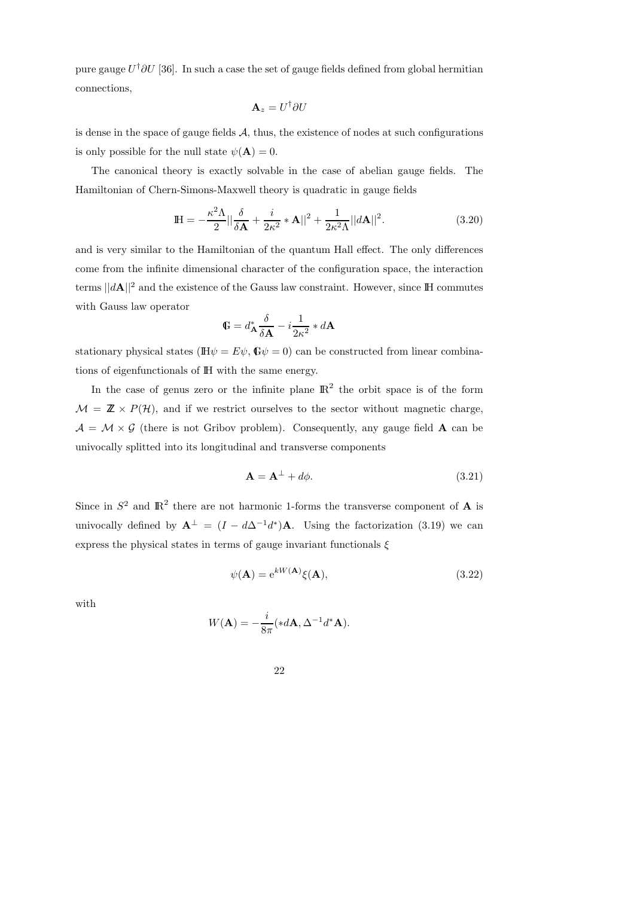pure gauge $U^\dagger \partial U$ [36]. In such a case the set of gauge fields defined from global hermitian connections,

$$\mathbf{A}_z = U^\dagger \partial U$$

is dense in the space of gauge fields $\mathcal{A}$, thus, the existence of nodes at such configurations is only possible for the null state $\psi(\mathbf{A}) = 0$.

The canonical theory is exactly solvable in the case of abelian gauge fields. The Hamiltonian of Chern-Simons-Maxwell theory is quadratic in gauge fields

$$\mathbb{H} = -\frac{\kappa^2 \Lambda}{2} || \frac{\delta}{\delta \mathbf{A}} + \frac{i}{2\kappa^2} * \mathbf{A}||^2 + \frac{1}{2\kappa^2 \Lambda} ||d\mathbf{A}||^2. \tag{3.20}$$

and is very similar to the Hamiltonian of the quantum Hall effect. The only differences come from the infinite dimensional character of the configuration space, the interaction terms $||d\mathbf{A}||^2$ and the existence of the Gauss law constraint. However, since $\mathbb{H}$ commutes with Gauss law operator

$$\mathbb{G} = d^*_{\mathbf{A}} \frac{\delta}{\delta \mathbf{A}} - i \frac{1}{2\kappa^2} * d\mathbf{A}$$

stationary physical states ($\mathbb{H}\psi = E\psi, \mathbb{G}\psi = 0$) can be constructed from linear combinations of eigenfunctionals of $\mathbb{H}$ with the same energy.

In the case of genus zero or the infinite plane $\mathbb{R}^2$ the orbit space is of the form $\mathcal{M} = \mathbb{Z} \times P(\mathcal{H})$, and if we restrict ourselves to the sector without magnetic charge, $\mathcal{A} = \mathcal{M} \times \mathcal{G}$ (there is not Gribov problem). Consequently, any gauge field $\mathbf{A}$ can be univocally splitted into its longitudinal and transverse components

$$\mathbf{A} = \mathbf{A}^\perp + d\phi. \tag{3.21}$$

Since in $S^2$ and $\mathbb{R}^2$ there are not harmonic 1-forms the transverse component of $\mathbf{A}$ is univocally defined by $\mathbf{A}^\perp = (I - d\Delta^{-1} d^*)\mathbf{A}$. Using the factorization (3.19) we can express the physical states in terms of gauge invariant functionals $\xi$

$$\psi(\mathbf{A}) = \mathrm{e}^{kW(\mathbf{A})} \xi(\mathbf{A}), \tag{3.22}$$

with

$$W(\mathbf{A}) = -\frac{i}{8\pi} (*d\mathbf{A}, \Delta^{-1} d^* \mathbf{A}).$$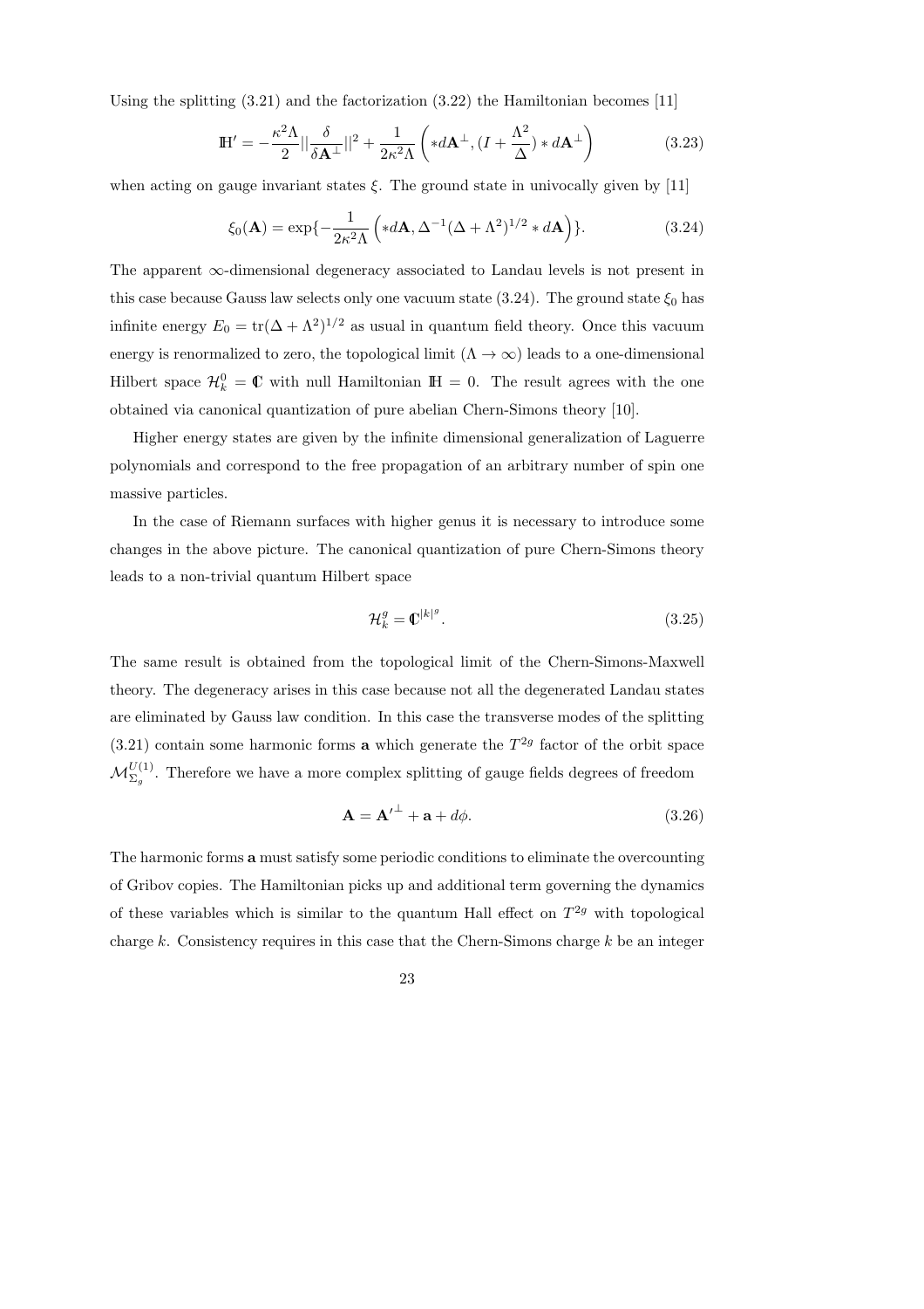Using the splitting (3.21) and the factorization (3.22) the Hamiltonian becomes [11]

$$\mathbb{H}' = -\frac{\kappa^2\Lambda}{2}||\frac{\delta}{\delta\mathbf{A}^{\perp}}||^2 + \frac{1}{2\kappa^2\Lambda}\left(*d\mathbf{A}^{\perp}, (I + \frac{\Lambda^2}{\Delta}) * d\mathbf{A}^{\perp}\right) \tag{3.23}$$

when acting on gauge invariant states $\xi$. The ground state in univocally given by [11]

$$\xi_0(\mathbf{A}) = \exp\{-\frac{1}{2\kappa^2\Lambda}\left(*d\mathbf{A}, \Delta^{-1}(\Delta + \Lambda^2)^{1/2} * d\mathbf{A}\right)\}. \tag{3.24}$$

The apparent $\infty$-dimensional degeneracy associated to Landau levels is not present in this case because Gauss law selects only one vacuum state (3.24). The ground state $\xi_0$ has infinite energy $E_0 = \mathrm{tr}(\Delta + \Lambda^2)^{1/2}$ as usual in quantum field theory. Once this vacuum energy is renormalized to zero, the topological limit ($\Lambda \to \infty$) leads to a one-dimensional Hilbert space $\mathcal{H}_k^0 = \mathbb{C}$ with null Hamiltonian $\mathbb{H} = 0$. The result agrees with the one obtained via canonical quantization of pure abelian Chern-Simons theory [10].

Higher energy states are given by the infinite dimensional generalization of Laguerre polynomials and correspond to the free propagation of an arbitrary number of spin one massive particles.

In the case of Riemann surfaces with higher genus it is necessary to introduce some changes in the above picture. The canonical quantization of pure Chern-Simons theory leads to a non-trivial quantum Hilbert space

$$\mathcal{H}_k^g = \mathbb{C}^{|k|^g}. \tag{3.25}$$

The same result is obtained from the topological limit of the Chern-Simons-Maxwell theory. The degeneracy arises in this case because not all the degenerated Landau states are eliminated by Gauss law condition. In this case the transverse modes of the splitting (3.21) contain some harmonic forms $\mathbf{a}$ which generate the $T^{2g}$ factor of the orbit space $\mathcal{M}_{\Sigma_g}^{U(1)}$. Therefore we have a more complex splitting of gauge fields degrees of freedom

$$\mathbf{A} = \mathbf{A'}^{\perp} + \mathbf{a} + d\phi. \tag{3.26}$$

The harmonic forms $\mathbf{a}$ must satisfy some periodic conditions to eliminate the overcounting of Gribov copies. The Hamiltonian picks up and additional term governing the dynamics of these variables which is similar to the quantum Hall effect on $T^{2g}$ with topological charge $k$. Consistency requires in this case that the Chern-Simons charge $k$ be an integer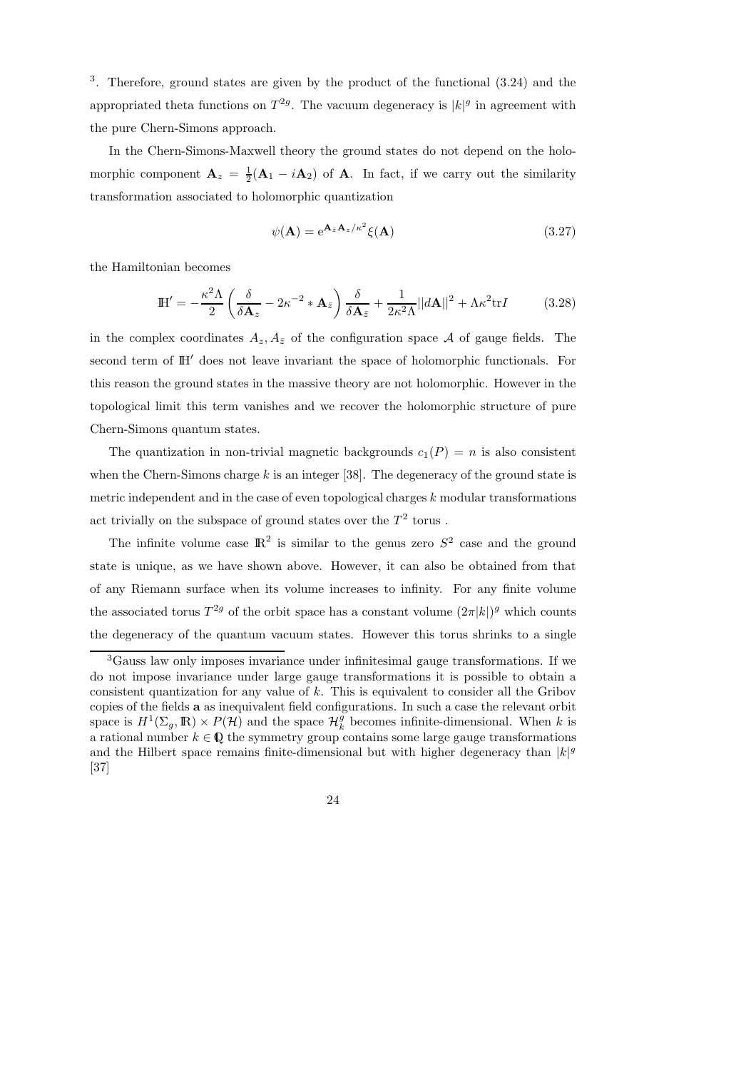[3]. Therefore, ground states are given by the product of the functional (3.24) and the appropriated theta functions on $T^{2g}$. The vacuum degeneracy is $|k|^g$ in agreement with the pure Chern-Simons approach.

In the Chern-Simons-Maxwell theory the ground states do not depend on the holomorphic component $\mathbf{A}_z = \frac{1}{2}(\mathbf{A}_1 - i\mathbf{A}_2)$ of $\mathbf{A}$. In fact, if we carry out the similarity transformation associated to holomorphic quantization

$$\psi(\mathbf{A}) = \mathrm{e}^{\mathbf{A}_{\bar{z}}\mathbf{A}_z/\kappa^2}\xi(\mathbf{A}) \tag{3.27}$$

the Hamiltonian becomes

$$\mathbb{H}' = -\frac{\kappa^2\Lambda}{2}\left(\frac{\delta}{\delta\mathbf{A}_z} - 2\kappa^{-2} * \mathbf{A}_{\bar{z}}\right)\frac{\delta}{\delta\mathbf{A}_{\bar{z}}} + \frac{1}{2\kappa^2\Lambda}||d\mathbf{A}||^2 + \Lambda\kappa^2\mathrm{tr}I \tag{3.28}$$

in the complex coordinates $A_z, A_{\bar{z}}$ of the configuration space $\mathcal{A}$ of gauge fields. The second term of $\mathbb{H}'$ does not leave invariant the space of holomorphic functionals. For this reason the ground states in the massive theory are not holomorphic. However in the topological limit this term vanishes and we recover the holomorphic structure of pure Chern-Simons quantum states.

The quantization in non-trivial magnetic backgrounds $c_1(P) = n$ is also consistent when the Chern-Simons charge $k$ is an integer [38]. The degeneracy of the ground state is metric independent and in the case of even topological charges $k$ modular transformations act trivially on the subspace of ground states over the $T^2$ torus .

The infinite volume case $\mathbb{R}^2$ is similar to the genus zero $S^2$ case and the ground state is unique, as we have shown above. However, it can also be obtained from that of any Riemann surface when its volume increases to infinity. For any finite volume the associated torus $T^{2g}$ of the orbit space has a constant volume $(2\pi|k|)^g$ which counts the degeneracy of the quantum vacuum states. However this torus shrinks to a single

[3]Gauss law only imposes invariance under infinitesimal gauge transformations. If we do not impose invariance under large gauge transformations it is possible to obtain a consistent quantization for any value of $k$. This is equivalent to consider all the Gribov copies of the fields $\mathbf{a}$ as inequivalent field configurations. In such a case the relevant orbit space is $H^1(\Sigma_g, \mathbb{R}) \times P(\mathcal{H})$ and the space $\mathcal{H}_k^g$ becomes infinite-dimensional. When $k$ is a rational number $k \in \mathbb{Q}$ the symmetry group contains some large gauge transformations and the Hilbert space remains finite-dimensional but with higher degeneracy than $|k|^g$ [37]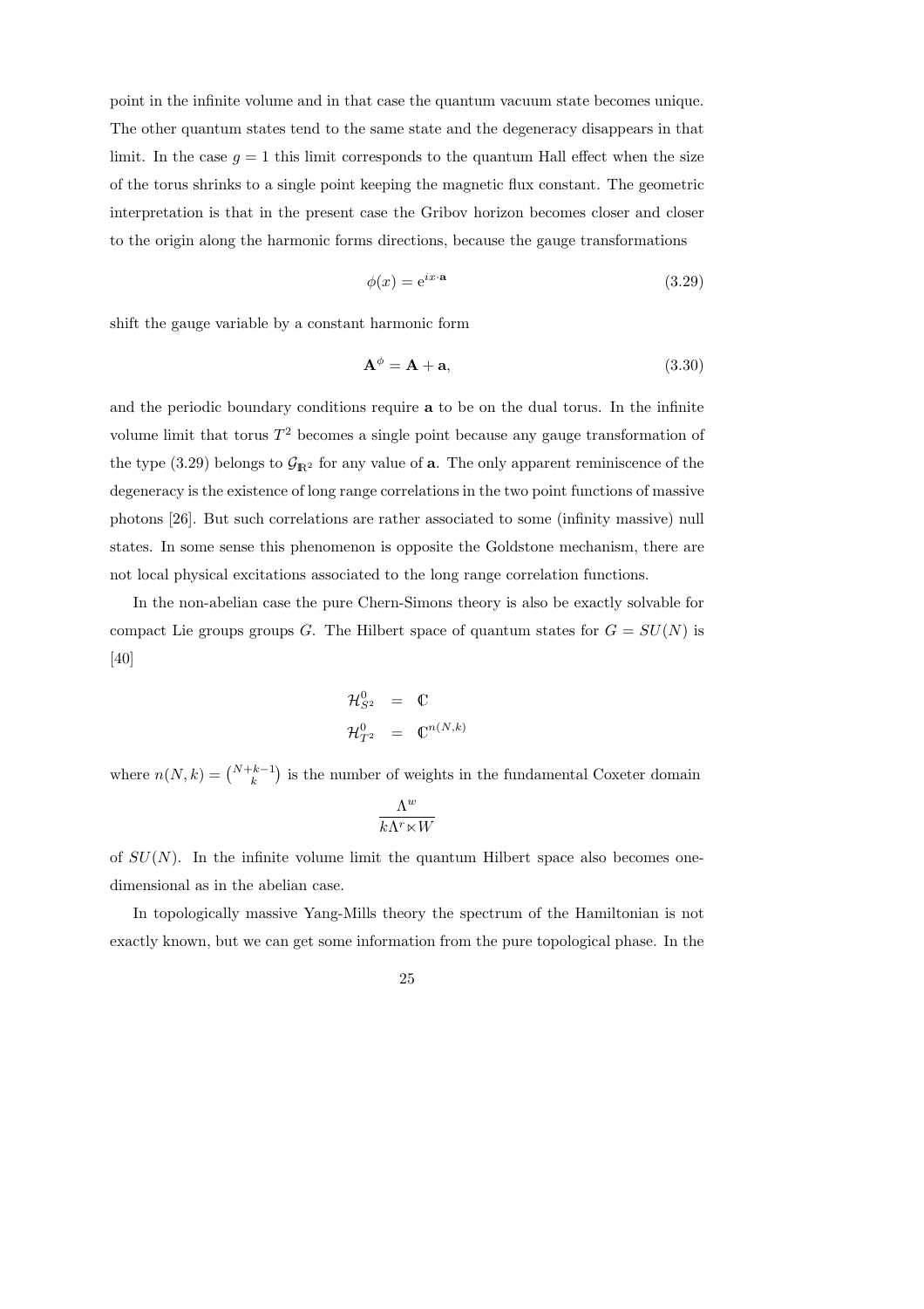point in the infinite volume and in that case the quantum vacuum state becomes unique. The other quantum states tend to the same state and the degeneracy disappears in that limit. In the case $g = 1$ this limit corresponds to the quantum Hall effect when the size of the torus shrinks to a single point keeping the magnetic flux constant. The geometric interpretation is that in the present case the Gribov horizon becomes closer and closer to the origin along the harmonic forms directions, because the gauge transformations

$$\phi(x) = \mathrm{e}^{ix\cdot\mathbf{a}} \tag{3.29}$$

shift the gauge variable by a constant harmonic form

$$\mathbf{A}^{\phi} = \mathbf{A} + \mathbf{a}, \tag{3.30}$$

and the periodic boundary conditions require $\mathbf{a}$ to be on the dual torus. In the infinite volume limit that torus $T^2$ becomes a single point because any gauge transformation of the type (3.29) belongs to $\mathcal{G}_{\mathbb{R}^2}$ for any value of $\mathbf{a}$. The only apparent reminiscence of the degeneracy is the existence of long range correlations in the two point functions of massive photons [26]. But such correlations are rather associated to some (infinity massive) null states. In some sense this phenomenon is opposite the Goldstone mechanism, there are not local physical excitations associated to the long range correlation functions.

In the non-abelian case the pure Chern-Simons theory is also be exactly solvable for compact Lie groups groups $G$. The Hilbert space of quantum states for $G = SU(N)$ is [40]

$$\begin{aligned}
\mathcal{H}^0_{S^2} &= \mathbb{C} \\
\mathcal{H}^0_{T^2} &= \mathbb{C}^{n(N,k)}
\end{aligned}$$

where $n(N,k) = \binom{N+k-1}{k}$ is the number of weights in the fundamental Coxeter domain

$$\frac{\Lambda^w}{k\Lambda^r \ltimes W}$$

of $SU(N)$. In the infinite volume limit the quantum Hilbert space also becomes one-dimensional as in the abelian case.

In topologically massive Yang-Mills theory the spectrum of the Hamiltonian is not exactly known, but we can get some information from the pure topological phase. In the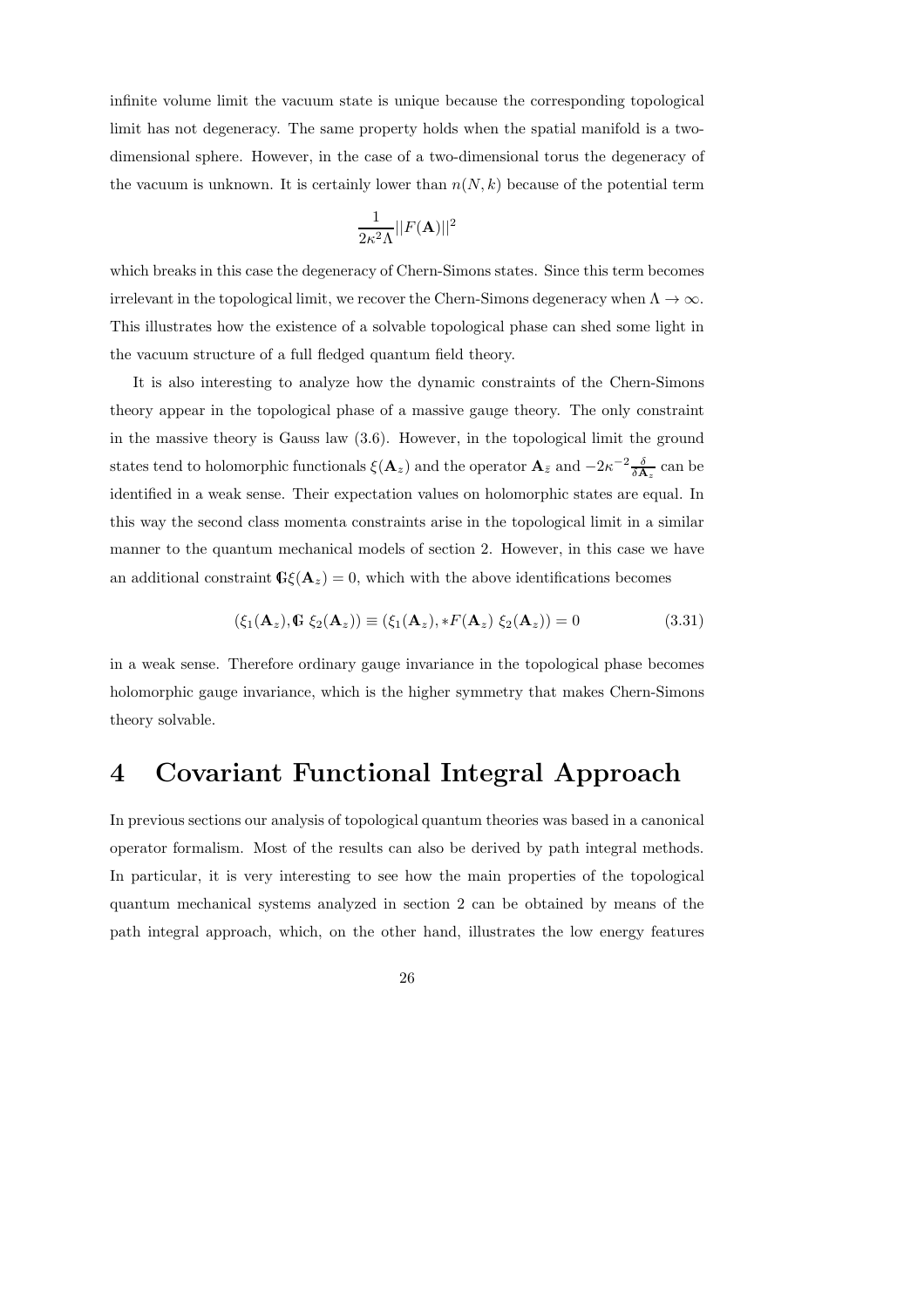infinite volume limit the vacuum state is unique because the corresponding topological limit has not degeneracy. The same property holds when the spatial manifold is a two-dimensional sphere. However, in the case of a two-dimensional torus the degeneracy of the vacuum is unknown. It is certainly lower than $n(N,k)$ because of the potential term

$$\frac{1}{2\kappa^2\Lambda}||F(\mathbf{A})||^2$$

which breaks in this case the degeneracy of Chern-Simons states. Since this term becomes irrelevant in the topological limit, we recover the Chern-Simons degeneracy when $\Lambda \to \infty$. This illustrates how the existence of a solvable topological phase can shed some light in the vacuum structure of a full fledged quantum field theory.

It is also interesting to analyze how the dynamic constraints of the Chern-Simons theory appear in the topological phase of a massive gauge theory. The only constraint in the massive theory is Gauss law (3.6). However, in the topological limit the ground states tend to holomorphic functionals $\xi(\mathbf{A}_z)$ and the operator $\mathbf{A}_{\bar{z}}$ and $-2\kappa^{-2}\frac{\delta}{\delta \mathbf{A}_z}$ can be identified in a weak sense. Their expectation values on holomorphic states are equal. In this way the second class momenta constraints arise in the topological limit in a similar manner to the quantum mechanical models of section 2. However, in this case we have an additional constraint $\mathbb{G}\xi(\mathbf{A}_z) = 0$, which with the above identifications becomes

$$(\xi_1(\mathbf{A}_z), \mathbb{G}\ \xi_2(\mathbf{A}_z)) \equiv (\xi_1(\mathbf{A}_z), *F(\mathbf{A}_z)\ \xi_2(\mathbf{A}_z)) = 0 \tag{3.31}$$

in a weak sense. Therefore ordinary gauge invariance in the topological phase becomes holomorphic gauge invariance, which is the higher symmetry that makes Chern-Simons theory solvable.

# 4 Covariant Functional Integral Approach

In previous sections our analysis of topological quantum theories was based in a canonical operator formalism. Most of the results can also be derived by path integral methods. In particular, it is very interesting to see how the main properties of the topological quantum mechanical systems analyzed in section 2 can be obtained by means of the path integral approach, which, on the other hand, illustrates the low energy features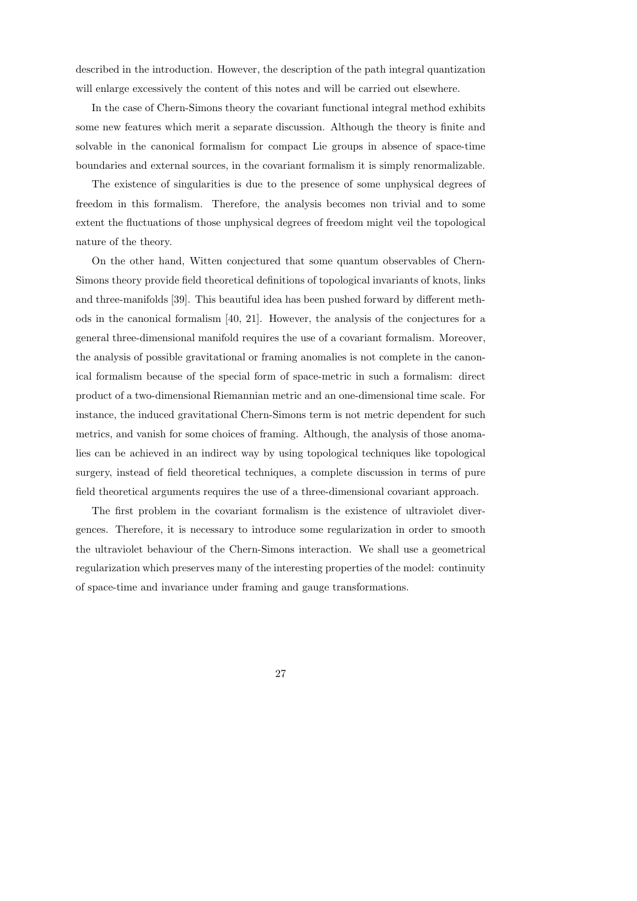described in the introduction. However, the description of the path integral quantization will enlarge excessively the content of this notes and will be carried out elsewhere.

In the case of Chern-Simons theory the covariant functional integral method exhibits some new features which merit a separate discussion. Although the theory is finite and solvable in the canonical formalism for compact Lie groups in absence of space-time boundaries and external sources, in the covariant formalism it is simply renormalizable.

The existence of singularities is due to the presence of some unphysical degrees of freedom in this formalism. Therefore, the analysis becomes non trivial and to some extent the fluctuations of those unphysical degrees of freedom might veil the topological nature of the theory.

On the other hand, Witten conjectured that some quantum observables of Chern-Simons theory provide field theoretical definitions of topological invariants of knots, links and three-manifolds [39]. This beautiful idea has been pushed forward by different methods in the canonical formalism [40, 21]. However, the analysis of the conjectures for a general three-dimensional manifold requires the use of a covariant formalism. Moreover, the analysis of possible gravitational or framing anomalies is not complete in the canonical formalism because of the special form of space-metric in such a formalism: direct product of a two-dimensional Riemannian metric and an one-dimensional time scale. For instance, the induced gravitational Chern-Simons term is not metric dependent for such metrics, and vanish for some choices of framing. Although, the analysis of those anomalies can be achieved in an indirect way by using topological techniques like topological surgery, instead of field theoretical techniques, a complete discussion in terms of pure field theoretical arguments requires the use of a three-dimensional covariant approach.

The first problem in the covariant formalism is the existence of ultraviolet divergences. Therefore, it is necessary to introduce some regularization in order to smooth the ultraviolet behaviour of the Chern-Simons interaction. We shall use a geometrical regularization which preserves many of the interesting properties of the model: continuity of space-time and invariance under framing and gauge transformations.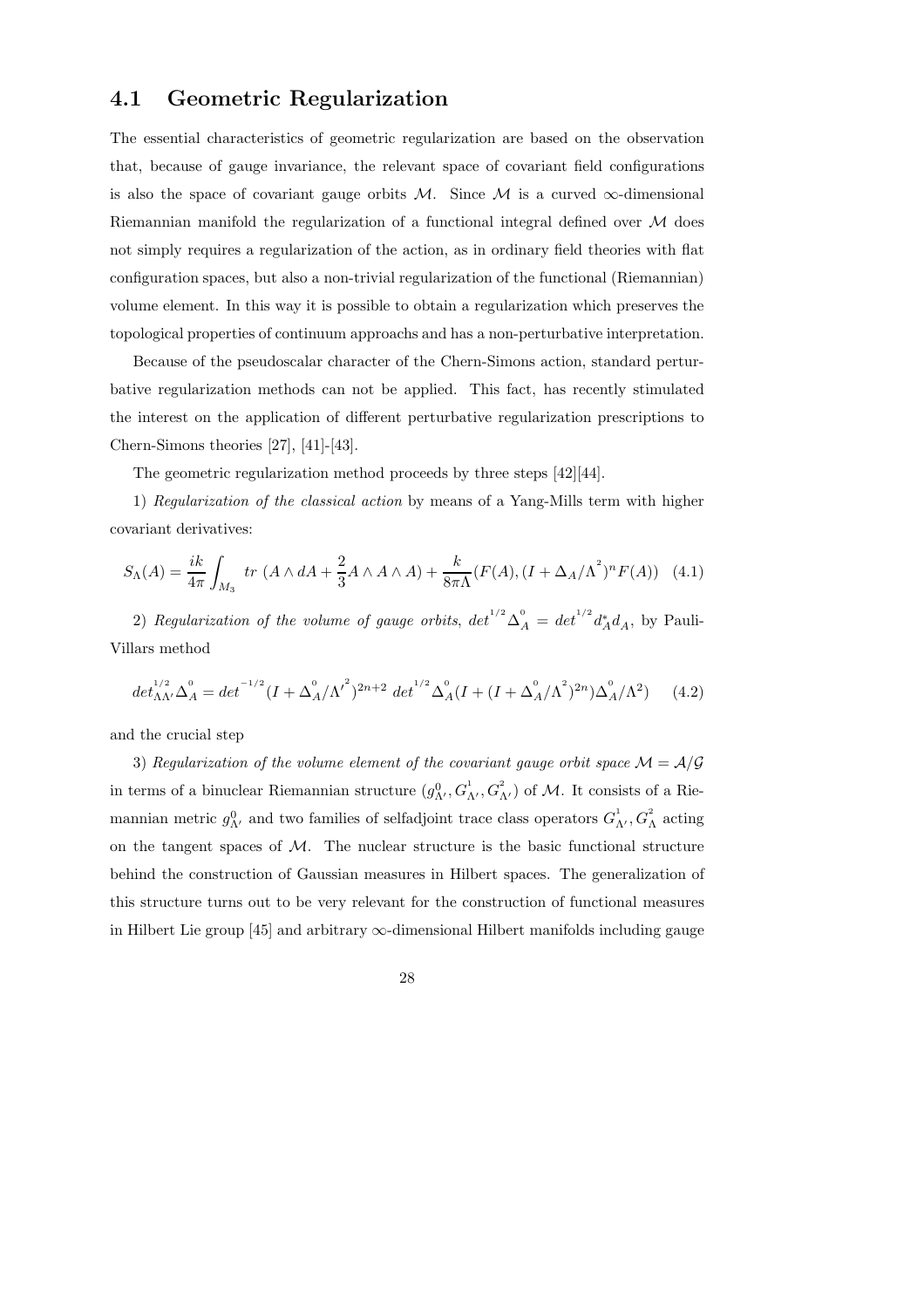## 4.1 Geometric Regularization

The essential characteristics of geometric regularization are based on the observation that, because of gauge invariance, the relevant space of covariant field configurations is also the space of covariant gauge orbits $\mathcal{M}$. Since $\mathcal{M}$ is a curved $\infty$-dimensional Riemannian manifold the regularization of a functional integral defined over $\mathcal{M}$ does not simply requires a regularization of the action, as in ordinary field theories with flat configuration spaces, but also a non-trivial regularization of the functional (Riemannian) volume element. In this way it is possible to obtain a regularization which preserves the topological properties of continuum approachs and has a non-perturbative interpretation.

Because of the pseudoscalar character of the Chern-Simons action, standard perturbative regularization methods can not be applied. This fact, has recently stimulated the interest on the application of different perturbative regularization prescriptions to Chern-Simons theories [27], [41]-[43].

The geometric regularization method proceeds by three steps [42][44].

1) *Regularization of the classical action* by means of a Yang-Mills term with higher covariant derivatives:

$$S_\Lambda(A) = \frac{ik}{4\pi}\int_{M_3} tr\ (A\wedge dA + \frac{2}{3}A\wedge A\wedge A) + \frac{k}{8\pi\Lambda}(F(A),(I+\Delta_A/\Lambda^{^2})^n F(A)) \quad (4.1)$$

2) *Regularization of the volume of gauge orbits*, $det^{^{1/2}}\Delta_A^{^0} = det^{^{1/2}} d_A^* d_A$, by Pauli-Villars method

$$det^{^{1/2}}_{\Lambda\Lambda'}\Delta^{^0}_A = det^{^{-1/2}}(I+\Delta^{^0}_A/{\Lambda'}^{^2})^{2n+2}\ det^{^{1/2}}\Delta^{^0}_A(I+(I+\Delta^{^0}_A/\Lambda^{^2})^{2n})\Delta^{^0}_A/\Lambda^2) \quad (4.2)$$

and the crucial step

3) *Regularization of the volume element of the covariant gauge orbit space $\mathcal{M} = \mathcal{A}/\mathcal{G}$* in terms of a binuclear Riemannian structure $(g^0_{\Lambda'}, G^{^1}_{\Lambda'}, G^{^2}_{\Lambda'})$ of $\mathcal{M}$. It consists of a Riemannian metric $g^0_{\Lambda'}$ and two families of selfadjoint trace class operators $G^{^1}_{\Lambda'}, G^{^2}_{\Lambda}$ acting on the tangent spaces of $\mathcal{M}$. The nuclear structure is the basic functional structure behind the construction of Gaussian measures in Hilbert spaces. The generalization of this structure turns out to be very relevant for the construction of functional measures in Hilbert Lie group [45] and arbitrary $\infty$-dimensional Hilbert manifolds including gauge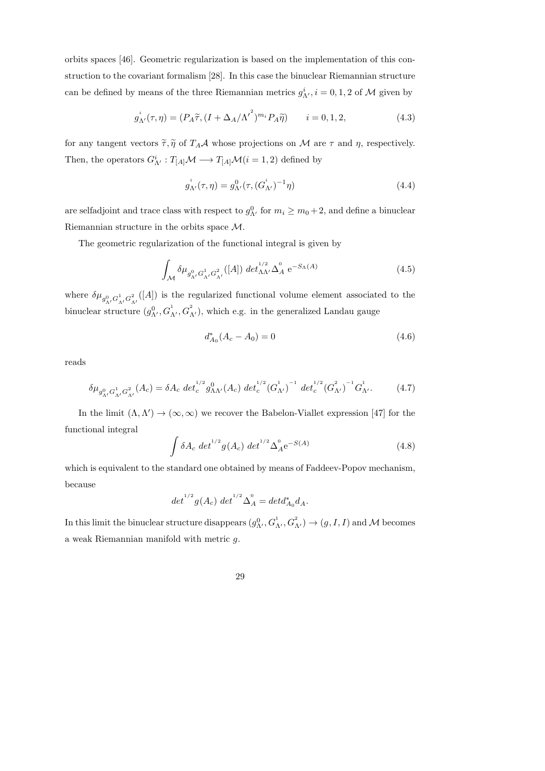orbits spaces [46]. Geometric regularization is based on the implementation of this construction to the covariant formalism [28]. In this case the binuclear Riemannian structure can be defined by means of the three Riemannian metrics $g^i_{\Lambda'}, i = 0, 1, 2$ of $\mathcal{M}$ given by

$$\overset{i}{g}_{\Lambda'}(\tau, \eta) = (P_A \widetilde{\tau}, (I + \Delta_A/{\Lambda'}^2)^{m_i} P_A \widetilde{\eta}) \qquad i = 0, 1, 2, \tag{4.3}$$

for any tangent vectors $\widetilde{\tau}, \widetilde{\eta}$ of $T_A \mathcal{A}$ whose projections on $\mathcal{M}$ are $\tau$ and $\eta$, respectively. Then, the operators $G^i_{\Lambda'} : T_{[A]} \mathcal{M} \longrightarrow T_{[A]} \mathcal{M} (i = 1, 2)$ defined by

$$\overset{i}{g}_{\Lambda'}(\tau, \eta) = g^0_{\Lambda'}(\tau, (\overset{i}{G}_{\Lambda'})^{-1} \eta) \tag{4.4}$$

are selfadjoint and trace class with respect to $g^0_{\Lambda'}$ for $m_i \geq m_0 + 2$, and define a binuclear Riemannian structure in the orbits space $\mathcal{M}$.

The geometric regularization of the functional integral is given by

$$\int_{\mathcal{M}} \delta\mu_{g^0_{\Lambda'} G^1_{\Lambda'} G^2_{\Lambda'}}([A]) \; det^{1/2}_{\Lambda\Lambda'} \overset{0}{\Delta}_A \; \mathrm{e}^{-S_\Lambda(A)} \tag{4.5}$$

where $\delta\mu_{g^0_{\Lambda'} G^1_{\Lambda'} G^2_{\Lambda'}}([A])$ is the regularized functional volume element associated to the binuclear structure $(g^0_{\Lambda'}, \overset{1}{G}_{\Lambda'}, \overset{2}{G}_{\Lambda'})$, which e.g. in the generalized Landau gauge

$$d^*_{A_0}(A_c - A_0) = 0 \tag{4.6}$$

reads

$$\delta\mu_{g^0_{\Lambda'} G^1_{\Lambda'} G^2_{\Lambda'}}(A_c) = \delta A_c \; det^{1/2}_c g^0_{\Lambda\Lambda'}(A_c) \; det^{1/2}_c (\overset{1}{G}_{\Lambda'})^{-1} \; det^{1/2}_c (\overset{2}{G}_{\Lambda'})^{-1} \overset{1}{G}_{\Lambda'}. \tag{4.7}$$

In the limit $(\Lambda, \Lambda') \to (\infty, \infty)$ we recover the Babelon-Viallet expression [47] for the functional integral

$$\int \delta A_c \; det^{1/2} g(A_c) \; det^{1/2} \overset{0}{\Delta}_A \mathrm{e}^{-S(A)} \tag{4.8}$$

which is equivalent to the standard one obtained by means of Faddeev-Popov mechanism, because

$$det^{1/2} g(A_c) \; det^{1/2} \overset{0}{\Delta}_A = det d^*_{A_0} d_A.$$

In this limit the binuclear structure disappears $(g^0_{\Lambda'}, \overset{1}{G}_{\Lambda'}, \overset{2}{G}_{\Lambda'}) \to (g, I, I)$ and $\mathcal{M}$ becomes a weak Riemannian manifold with metric $g$.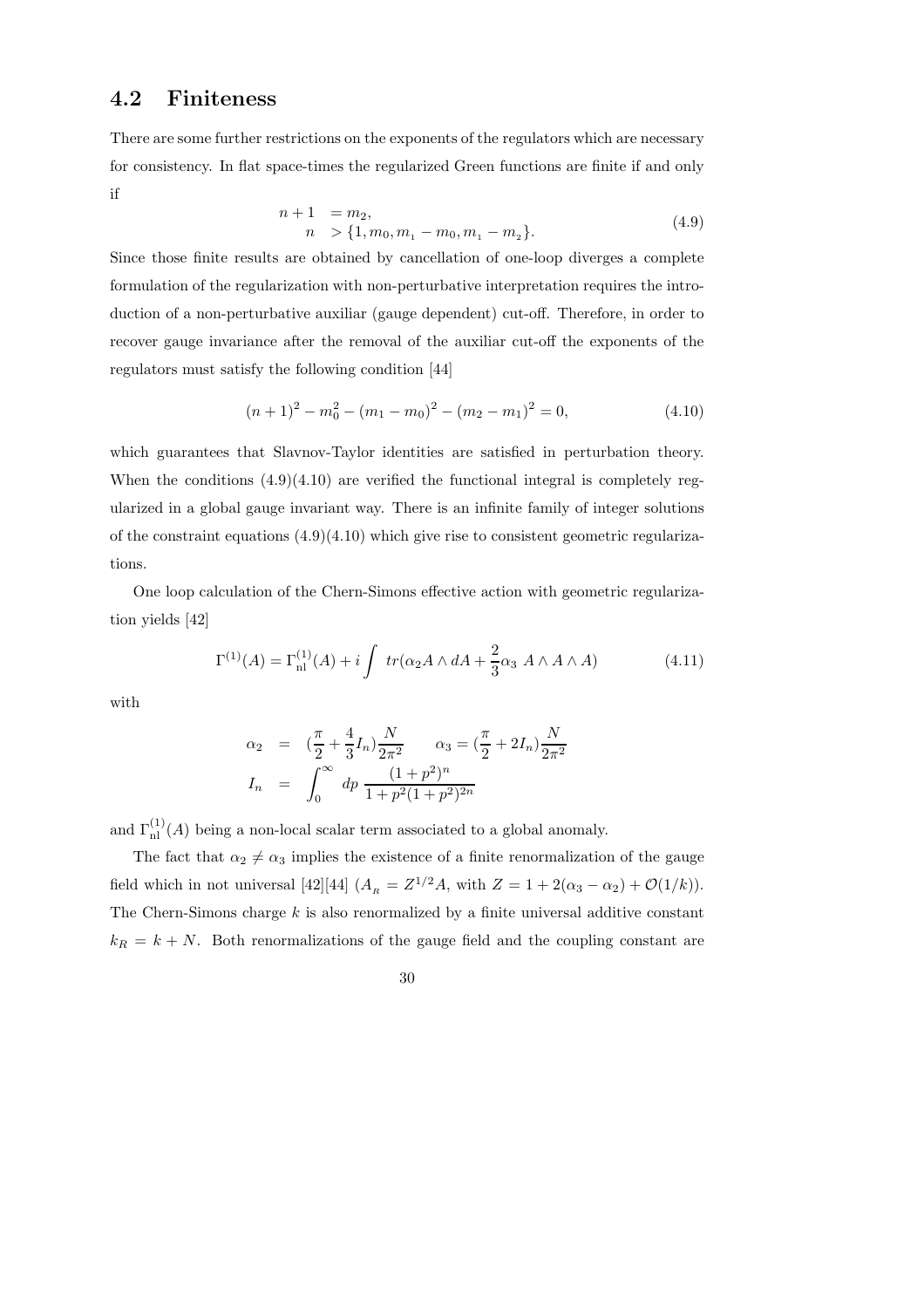## 4.2 Finiteness

There are some further restrictions on the exponents of the regulators which are necessary for consistency. In flat space-times the regularized Green functions are finite if and only if

$$
\begin{aligned}
n+1 &= m_2, \\
n &> \{1, m_0, m_1 - m_0, m_1 - m_2\}.
\end{aligned}
\tag{4.9}
$$

Since those finite results are obtained by cancellation of one-loop diverges a complete formulation of the regularization with non-perturbative interpretation requires the introduction of a non-perturbative auxiliar (gauge dependent) cut-off. Therefore, in order to recover gauge invariance after the removal of the auxiliar cut-off the exponents of the regulators must satisfy the following condition [44]

$$
(n+1)^2 - m_0^2 - (m_1 - m_0)^2 - (m_2 - m_1)^2 = 0,
\tag{4.10}
$$

which guarantees that Slavnov-Taylor identities are satisfied in perturbation theory. When the conditions (4.9)(4.10) are verified the functional integral is completely regularized in a global gauge invariant way. There is an infinite family of integer solutions of the constraint equations (4.9)(4.10) which give rise to consistent geometric regularizations.

One loop calculation of the Chern-Simons effective action with geometric regularization yields [42]

$$
\Gamma^{(1)}(A) = \Gamma^{(1)}_{\rm nl}(A) + i \int \; tr(\alpha_2 A \wedge dA + \frac{2}{3}\alpha_3 \; A \wedge A \wedge A)
\tag{4.11}
$$

with

$$
\begin{aligned}
\alpha_2 &= (\frac{\pi}{2} + \frac{4}{3} I_n)\frac{N}{2\pi^2} \qquad \alpha_3 = (\frac{\pi}{2} + 2 I_n)\frac{N}{2\pi^2} \\
I_n &= \int_0^\infty dp \; \frac{(1+p^2)^n}{1 + p^2(1+p^2)^{2n}}
\end{aligned}
$$

and $\Gamma^{(1)}_{\rm nl}(A)$ being a non-local scalar term associated to a global anomaly.

The fact that $\alpha_2 \neq \alpha_3$ implies the existence of a finite renormalization of the gauge field which in not universal [42][44] ($A_R = Z^{1/2} A$, with $Z = 1 + 2(\alpha_3 - \alpha_2) + \mathcal{O}(1/k)$). The Chern-Simons charge $k$ is also renormalized by a finite universal additive constant $k_R = k + N$. Both renormalizations of the gauge field and the coupling constant are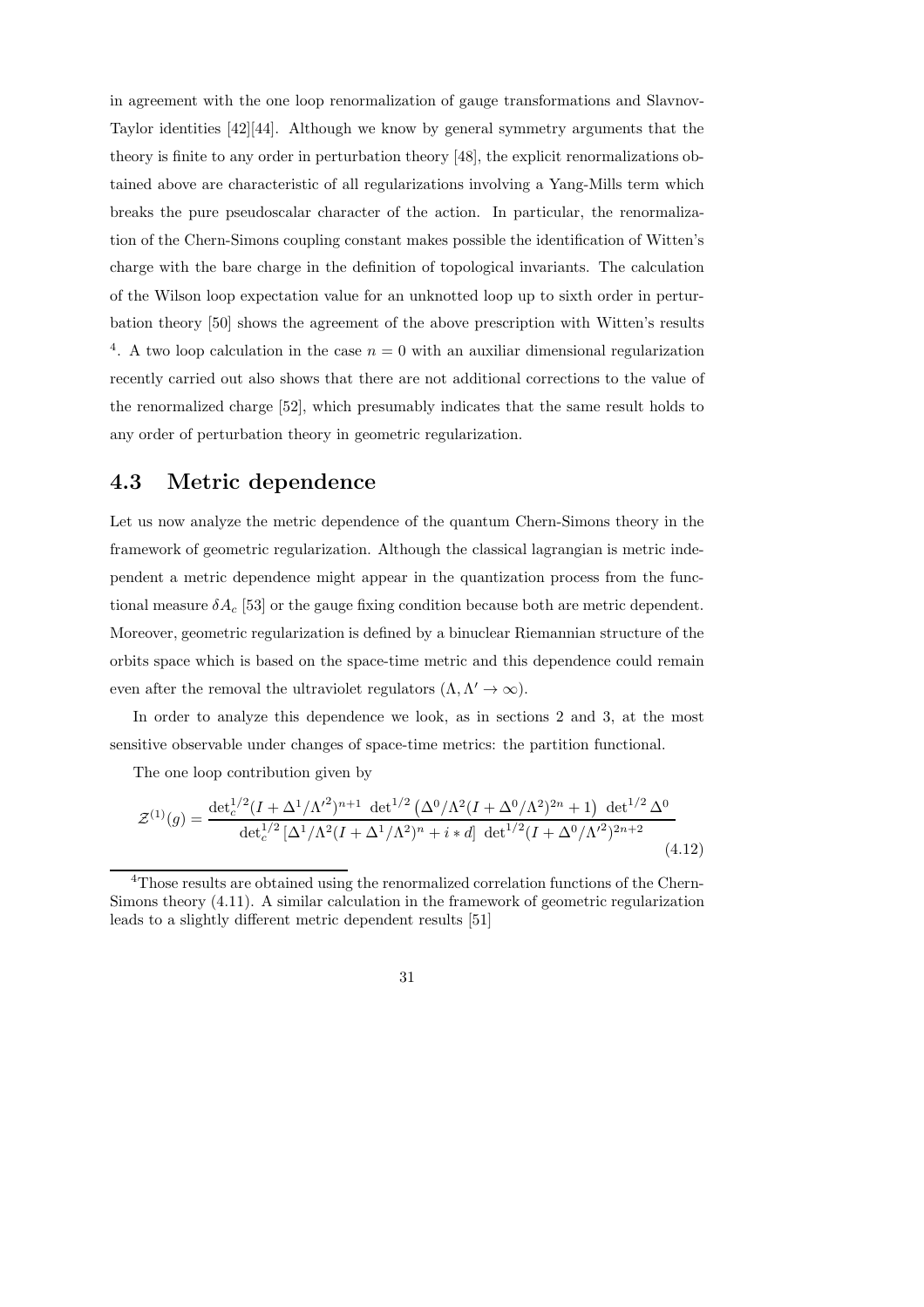in agreement with the one loop renormalization of gauge transformations and Slavnov-Taylor identities [42][44]. Although we know by general symmetry arguments that the theory is finite to any order in perturbation theory [48], the explicit renormalizations obtained above are characteristic of all regularizations involving a Yang-Mills term which breaks the pure pseudoscalar character of the action. In particular, the renormalization of the Chern-Simons coupling constant makes possible the identification of Witten's charge with the bare charge in the definition of topological invariants. The calculation of the Wilson loop expectation value for an unknotted loop up to sixth order in perturbation theory [50] shows the agreement of the above prescription with Witten's results [4]. A two loop calculation in the case $n = 0$ with an auxiliar dimensional regularization recently carried out also shows that there are not additional corrections to the value of the renormalized charge [52], which presumably indicates that the same result holds to any order of perturbation theory in geometric regularization.

## 4.3 Metric dependence

Let us now analyze the metric dependence of the quantum Chern-Simons theory in the framework of geometric regularization. Although the classical lagrangian is metric independent a metric dependence might appear in the quantization process from the functional measure $\delta A_c$ [53] or the gauge fixing condition because both are metric dependent. Moreover, geometric regularization is defined by a binuclear Riemannian structure of the orbits space which is based on the space-time metric and this dependence could remain even after the removal the ultraviolet regulators $(\Lambda, \Lambda' \to \infty)$.

In order to analyze this dependence we look, as in sections 2 and 3, at the most sensitive observable under changes of space-time metrics: the partition functional.

The one loop contribution given by

$$\mathcal{Z}^{(1)}(g) = \frac{\det_c^{1/2}(I + \Delta^1/\Lambda'^2)^{n+1} \;\det^{1/2}\left(\Delta^0/\Lambda^2(I + \Delta^0/\Lambda^2)^{2n} + 1\right)\;\det^{1/2}\Delta^0}{\det_c^{1/2}\left[\Delta^1/\Lambda^2(I + \Delta^1/\Lambda^2)^n + i * d\right]\;\det^{1/2}(I + \Delta^0/\Lambda'^2)^{2n+2}} \tag{4.12}$$

[4] Those results are obtained using the renormalized correlation functions of the Chern-Simons theory (4.11). A similar calculation in the framework of geometric regularization leads to a slightly different metric dependent results [51]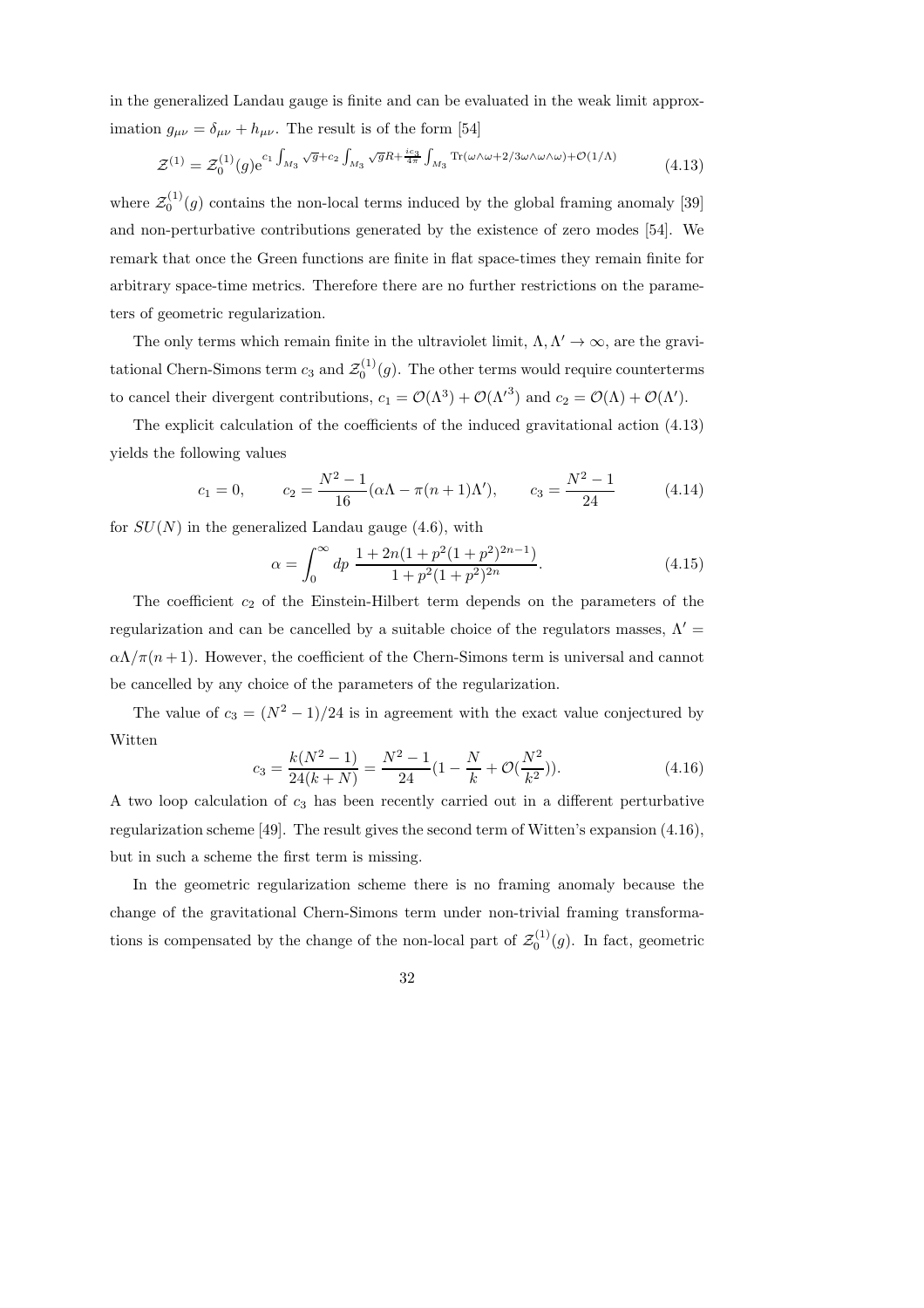in the generalized Landau gauge is finite and can be evaluated in the weak limit approximation $g_{\mu\nu} = \delta_{\mu\nu} + h_{\mu\nu}$. The result is of the form [54]

$$\mathcal{Z}^{(1)} = \mathcal{Z}_0^{(1)}(g) e^{c_1 \int_{M_3} \sqrt{g} + c_2 \int_{M_3} \sqrt{g} R + \frac{i c_3}{4\pi} \int_{M_3} \mathrm{Tr}(\omega \wedge \omega + 2/3 \omega \wedge \omega \wedge \omega) + \mathcal{O}(1/\Lambda)} \tag{4.13}$$

where $\mathcal{Z}_0^{(1)}(g)$ contains the non-local terms induced by the global framing anomaly [39] and non-perturbative contributions generated by the existence of zero modes [54]. We remark that once the Green functions are finite in flat space-times they remain finite for arbitrary space-time metrics. Therefore there are no further restrictions on the parameters of geometric regularization.

The only terms which remain finite in the ultraviolet limit, $\Lambda, \Lambda' \to \infty$, are the gravitational Chern-Simons term $c_3$ and $\mathcal{Z}_0^{(1)}(g)$. The other terms would require counterterms to cancel their divergent contributions, $c_1 = \mathcal{O}(\Lambda^3) + \mathcal{O}({\Lambda'}^3)$ and $c_2 = \mathcal{O}(\Lambda) + \mathcal{O}(\Lambda')$.

The explicit calculation of the coefficients of the induced gravitational action (4.13) yields the following values

$$c_1 = 0, \qquad c_2 = \frac{N^2 - 1}{16}(\alpha \Lambda - \pi(n+1)\Lambda'), \qquad c_3 = \frac{N^2 - 1}{24} \tag{4.14}$$

for $SU(N)$ in the generalized Landau gauge (4.6), with

$$\alpha = \int_0^\infty dp \, \frac{1 + 2n(1 + p^2(1 + p^2)^{2n-1})}{1 + p^2(1 + p^2)^{2n}}. \tag{4.15}$$

The coefficient $c_2$ of the Einstein-Hilbert term depends on the parameters of the regularization and can be cancelled by a suitable choice of the regulators masses, $\Lambda' = \alpha \Lambda / \pi(n+1)$. However, the coefficient of the Chern-Simons term is universal and cannot be cancelled by any choice of the parameters of the regularization.

The value of $c_3 = (N^2 - 1)/24$ is in agreement with the exact value conjectured by Witten

$$c_3 = \frac{k(N^2 - 1)}{24(k + N)} = \frac{N^2 - 1}{24}(1 - \frac{N}{k} + \mathcal{O}(\frac{N^2}{k^2})). \tag{4.16}$$

A two loop calculation of $c_3$ has been recently carried out in a different perturbative regularization scheme [49]. The result gives the second term of Witten's expansion (4.16), but in such a scheme the first term is missing.

In the geometric regularization scheme there is no framing anomaly because the change of the gravitational Chern-Simons term under non-trivial framing transformations is compensated by the change of the non-local part of $\mathcal{Z}_0^{(1)}(g)$. In fact, geometric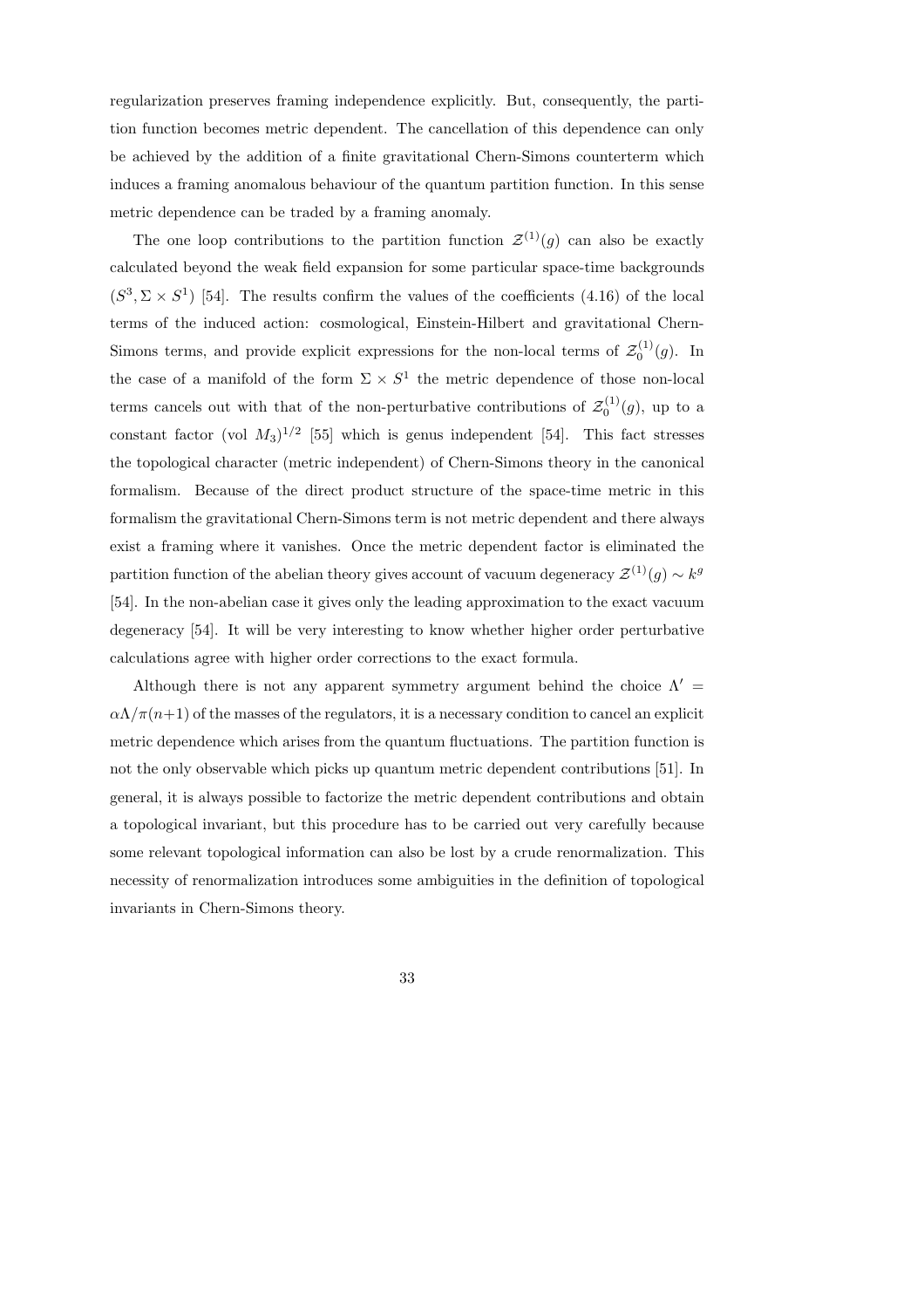regularization preserves framing independence explicitly. But, consequently, the partition function becomes metric dependent. The cancellation of this dependence can only be achieved by the addition of a finite gravitational Chern-Simons counterterm which induces a framing anomalous behaviour of the quantum partition function. In this sense metric dependence can be traded by a framing anomaly.

The one loop contributions to the partition function $\mathcal{Z}^{(1)}(g)$ can also be exactly calculated beyond the weak field expansion for some particular space-time backgrounds $(S^3, \Sigma \times S^1)$ [54]. The results confirm the values of the coefficients (4.16) of the local terms of the induced action: cosmological, Einstein-Hilbert and gravitational Chern-Simons terms, and provide explicit expressions for the non-local terms of $\mathcal{Z}_0^{(1)}(g)$. In the case of a manifold of the form $\Sigma \times S^1$ the metric dependence of those non-local terms cancels out with that of the non-perturbative contributions of $\mathcal{Z}_0^{(1)}(g)$, up to a constant factor $(\text{vol } M_3)^{1/2}$ [55] which is genus independent [54]. This fact stresses the topological character (metric independent) of Chern-Simons theory in the canonical formalism. Because of the direct product structure of the space-time metric in this formalism the gravitational Chern-Simons term is not metric dependent and there always exist a framing where it vanishes. Once the metric dependent factor is eliminated the partition function of the abelian theory gives account of vacuum degeneracy $\mathcal{Z}^{(1)}(g) \sim k^g$ [54]. In the non-abelian case it gives only the leading approximation to the exact vacuum degeneracy [54]. It will be very interesting to know whether higher order perturbative calculations agree with higher order corrections to the exact formula.

Although there is not any apparent symmetry argument behind the choice $\Lambda' = \alpha\Lambda/\pi(n+1)$ of the masses of the regulators, it is a necessary condition to cancel an explicit metric dependence which arises from the quantum fluctuations. The partition function is not the only observable which picks up quantum metric dependent contributions [51]. In general, it is always possible to factorize the metric dependent contributions and obtain a topological invariant, but this procedure has to be carried out very carefully because some relevant topological information can also be lost by a crude renormalization. This necessity of renormalization introduces some ambiguities in the definition of topological invariants in Chern-Simons theory.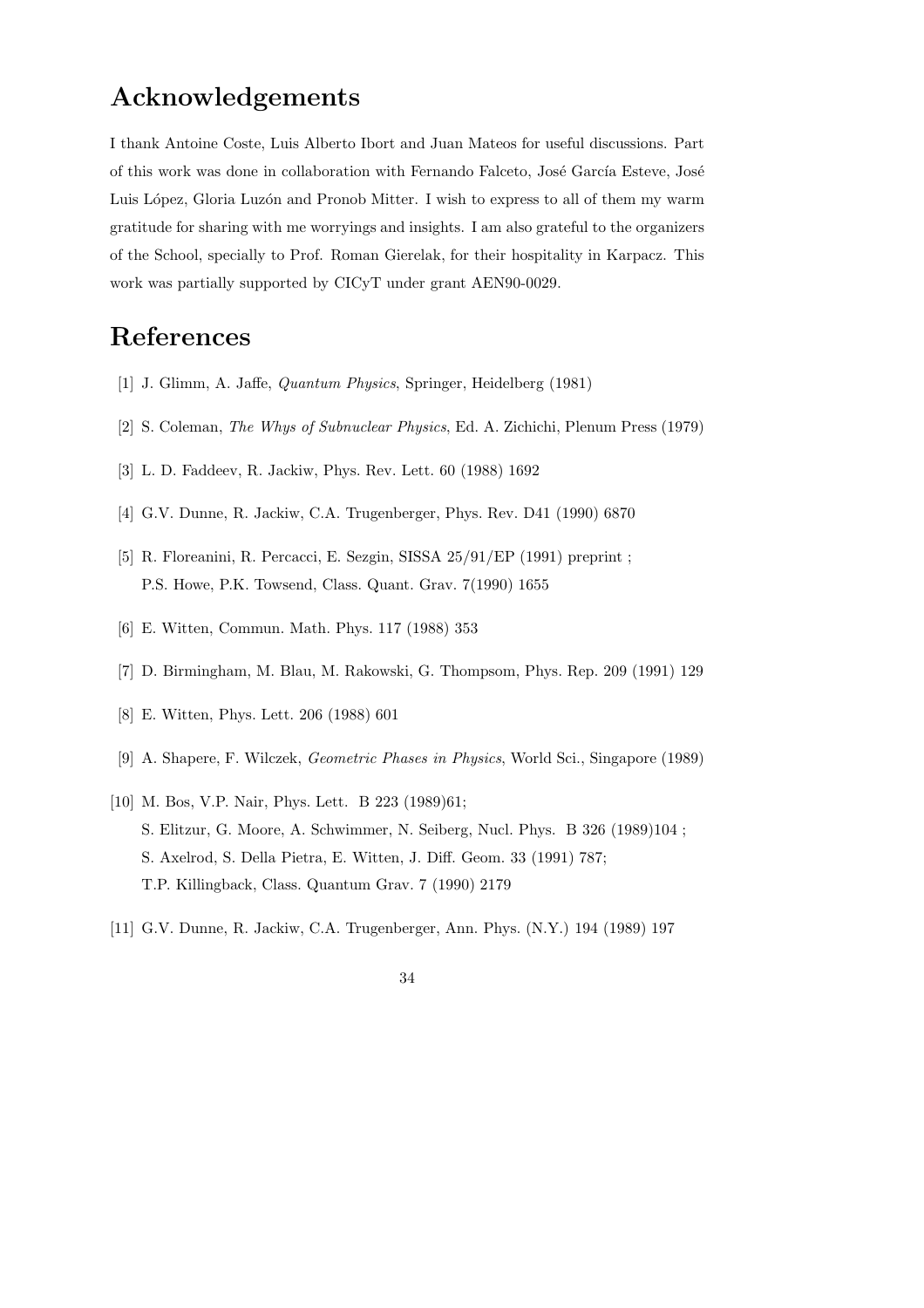# Acknowledgements

I thank Antoine Coste, Luis Alberto Ibort and Juan Mateos for useful discussions. Part of this work was done in collaboration with Fernando Falceto, José García Esteve, José Luis López, Gloria Luzón and Pronob Mitter. I wish to express to all of them my warm gratitude for sharing with me worryings and insights. I am also grateful to the organizers of the School, specially to Prof. Roman Gierelak, for their hospitality in Karpacz. This work was partially supported by CICyT under grant AEN90-0029.

# References

[1] J. Glimm, A. Jaffe, *Quantum Physics*, Springer, Heidelberg (1981)

[2] S. Coleman, *The Whys of Subnuclear Physics*, Ed. A. Zichichi, Plenum Press (1979)

[3] L. D. Faddeev, R. Jackiw, Phys. Rev. Lett. 60 (1988) 1692

[4] G.V. Dunne, R. Jackiw, C.A. Trugenberger, Phys. Rev. D41 (1990) 6870

[5] R. Floreanini, R. Percacci, E. Sezgin, SISSA 25/91/EP (1991) preprint ;
P.S. Howe, P.K. Towsend, Class. Quant. Grav. 7(1990) 1655

[6] E. Witten, Commun. Math. Phys. 117 (1988) 353

[7] D. Birmingham, M. Blau, M. Rakowski, G. Thompsom, Phys. Rep. 209 (1991) 129

[8] E. Witten, Phys. Lett. 206 (1988) 601

[9] A. Shapere, F. Wilczek, *Geometric Phases in Physics*, World Sci., Singapore (1989)

[10] M. Bos, V.P. Nair, Phys. Lett. B 223 (1989)61;
S. Elitzur, G. Moore, A. Schwimmer, N. Seiberg, Nucl. Phys. B 326 (1989)104 ;
S. Axelrod, S. Della Pietra, E. Witten, J. Diff. Geom. 33 (1991) 787;
T.P. Killingback, Class. Quantum Grav. 7 (1990) 2179

[11] G.V. Dunne, R. Jackiw, C.A. Trugenberger, Ann. Phys. (N.Y.) 194 (1989) 197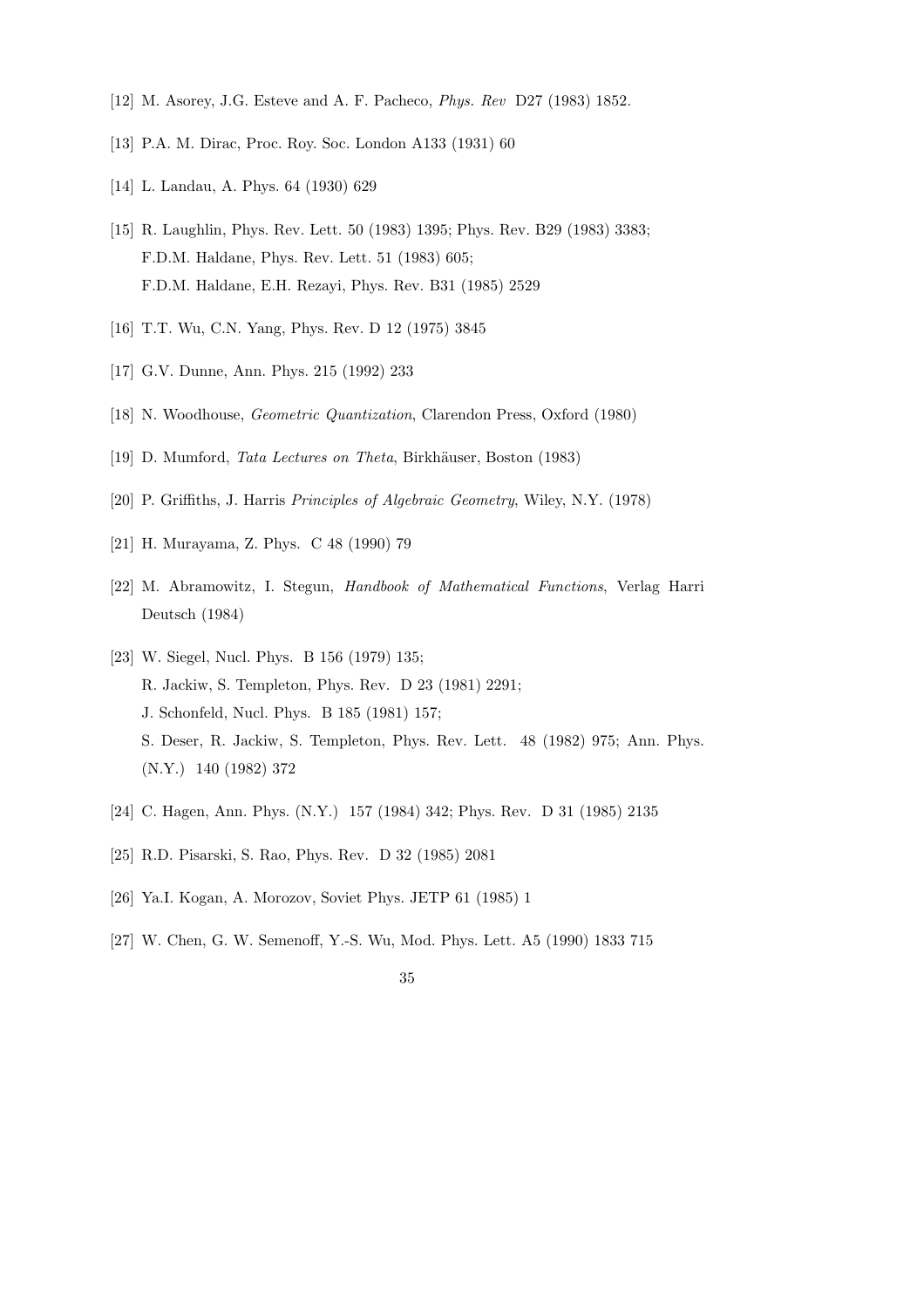[12] M. Asorey, J.G. Esteve and A. F. Pacheco, *Phys. Rev* D27 (1983) 1852.

[13] P.A. M. Dirac, Proc. Roy. Soc. London A133 (1931) 60

[14] L. Landau, A. Phys. 64 (1930) 629

[15] R. Laughlin, Phys. Rev. Lett. 50 (1983) 1395; Phys. Rev. B29 (1983) 3383;
F.D.M. Haldane, Phys. Rev. Lett. 51 (1983) 605;
F.D.M. Haldane, E.H. Rezayi, Phys. Rev. B31 (1985) 2529

[16] T.T. Wu, C.N. Yang, Phys. Rev. D 12 (1975) 3845

[17] G.V. Dunne, Ann. Phys. 215 (1992) 233

[18] N. Woodhouse, *Geometric Quantization*, Clarendon Press, Oxford (1980)

[19] D. Mumford, *Tata Lectures on Theta*, Birkhäuser, Boston (1983)

[20] P. Griffiths, J. Harris *Principles of Algebraic Geometry*, Wiley, N.Y. (1978)

[21] H. Murayama, Z. Phys. C 48 (1990) 79

[22] M. Abramowitz, I. Stegun, *Handbook of Mathematical Functions*, Verlag Harri Deutsch (1984)

[23] W. Siegel, Nucl. Phys. B 156 (1979) 135;
R. Jackiw, S. Templeton, Phys. Rev. D 23 (1981) 2291;
J. Schonfeld, Nucl. Phys. B 185 (1981) 157;
S. Deser, R. Jackiw, S. Templeton, Phys. Rev. Lett. 48 (1982) 975; Ann. Phys. (N.Y.) 140 (1982) 372

[24] C. Hagen, Ann. Phys. (N.Y.) 157 (1984) 342; Phys. Rev. D 31 (1985) 2135

[25] R.D. Pisarski, S. Rao, Phys. Rev. D 32 (1985) 2081

[26] Ya.I. Kogan, A. Morozov, Soviet Phys. JETP 61 (1985) 1

[27] W. Chen, G. W. Semenoff, Y.-S. Wu, Mod. Phys. Lett. A5 (1990) 1833 715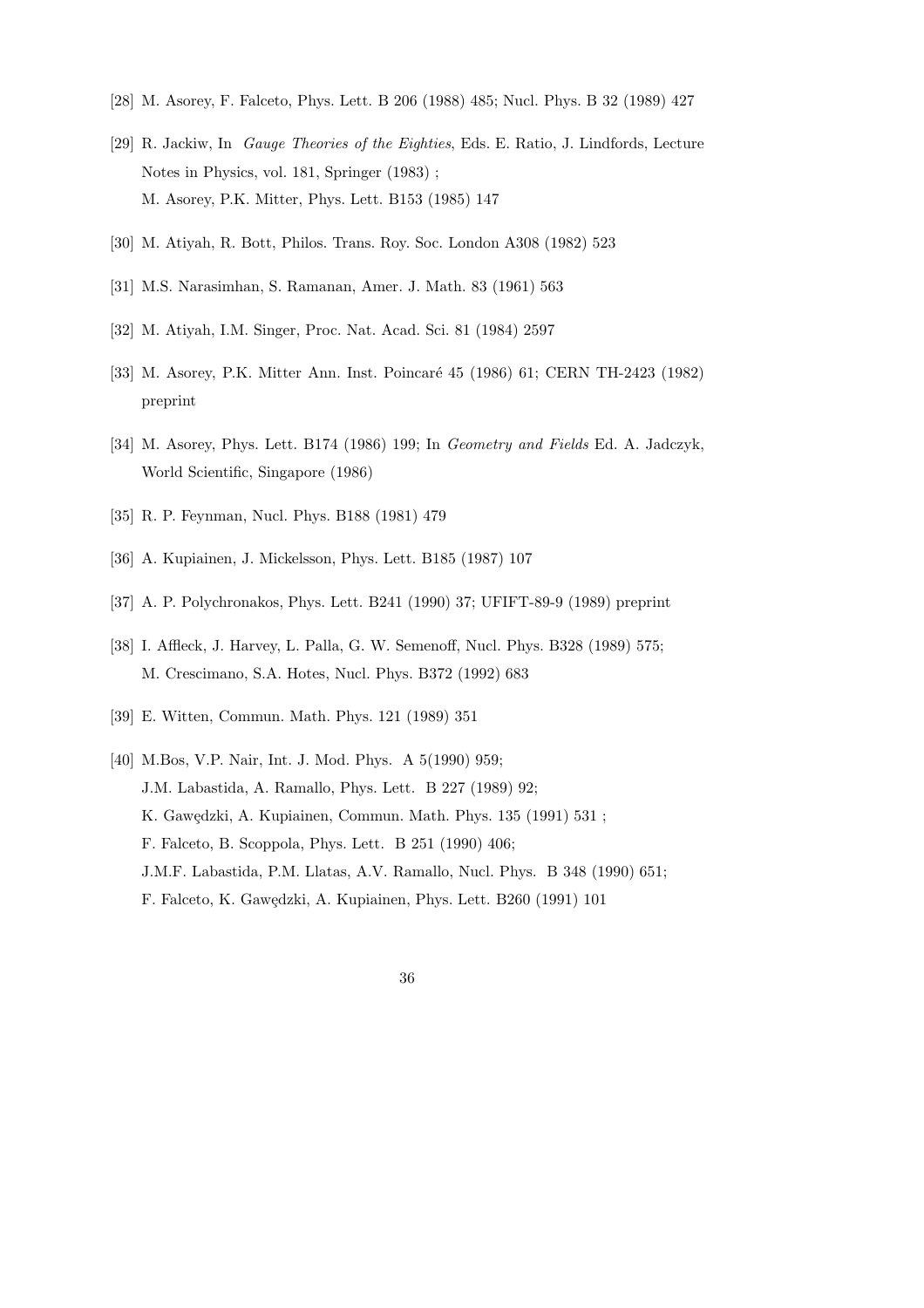[28] M. Asorey, F. Falceto, Phys. Lett. B 206 (1988) 485; Nucl. Phys. B 32 (1989) 427

[29] R. Jackiw, In *Gauge Theories of the Eighties*, Eds. E. Ratio, J. Lindfords, Lecture Notes in Physics, vol. 181, Springer (1983) ;
M. Asorey, P.K. Mitter, Phys. Lett. B153 (1985) 147

[30] M. Atiyah, R. Bott, Philos. Trans. Roy. Soc. London A308 (1982) 523

[31] M.S. Narasimhan, S. Ramanan, Amer. J. Math. 83 (1961) 563

[32] M. Atiyah, I.M. Singer, Proc. Nat. Acad. Sci. 81 (1984) 2597

[33] M. Asorey, P.K. Mitter Ann. Inst. Poincaré 45 (1986) 61; CERN TH-2423 (1982) preprint

[34] M. Asorey, Phys. Lett. B174 (1986) 199; In *Geometry and Fields* Ed. A. Jadczyk, World Scientific, Singapore (1986)

[35] R. P. Feynman, Nucl. Phys. B188 (1981) 479

[36] A. Kupiainen, J. Mickelsson, Phys. Lett. B185 (1987) 107

[37] A. P. Polychronakos, Phys. Lett. B241 (1990) 37; UFIFT-89-9 (1989) preprint

[38] I. Affleck, J. Harvey, L. Palla, G. W. Semenoff, Nucl. Phys. B328 (1989) 575;
M. Crescimano, S.A. Hotes, Nucl. Phys. B372 (1992) 683

[39] E. Witten, Commun. Math. Phys. 121 (1989) 351

[40] M.Bos, V.P. Nair, Int. J. Mod. Phys. A 5(1990) 959;
J.M. Labastida, A. Ramallo, Phys. Lett. B 227 (1989) 92;
K. Gawędzki, A. Kupiainen, Commun. Math. Phys. 135 (1991) 531 ;
F. Falceto, B. Scoppola, Phys. Lett. B 251 (1990) 406;
J.M.F. Labastida, P.M. Llatas, A.V. Ramallo, Nucl. Phys. B 348 (1990) 651;
F. Falceto, K. Gawędzki, A. Kupiainen, Phys. Lett. B260 (1991) 101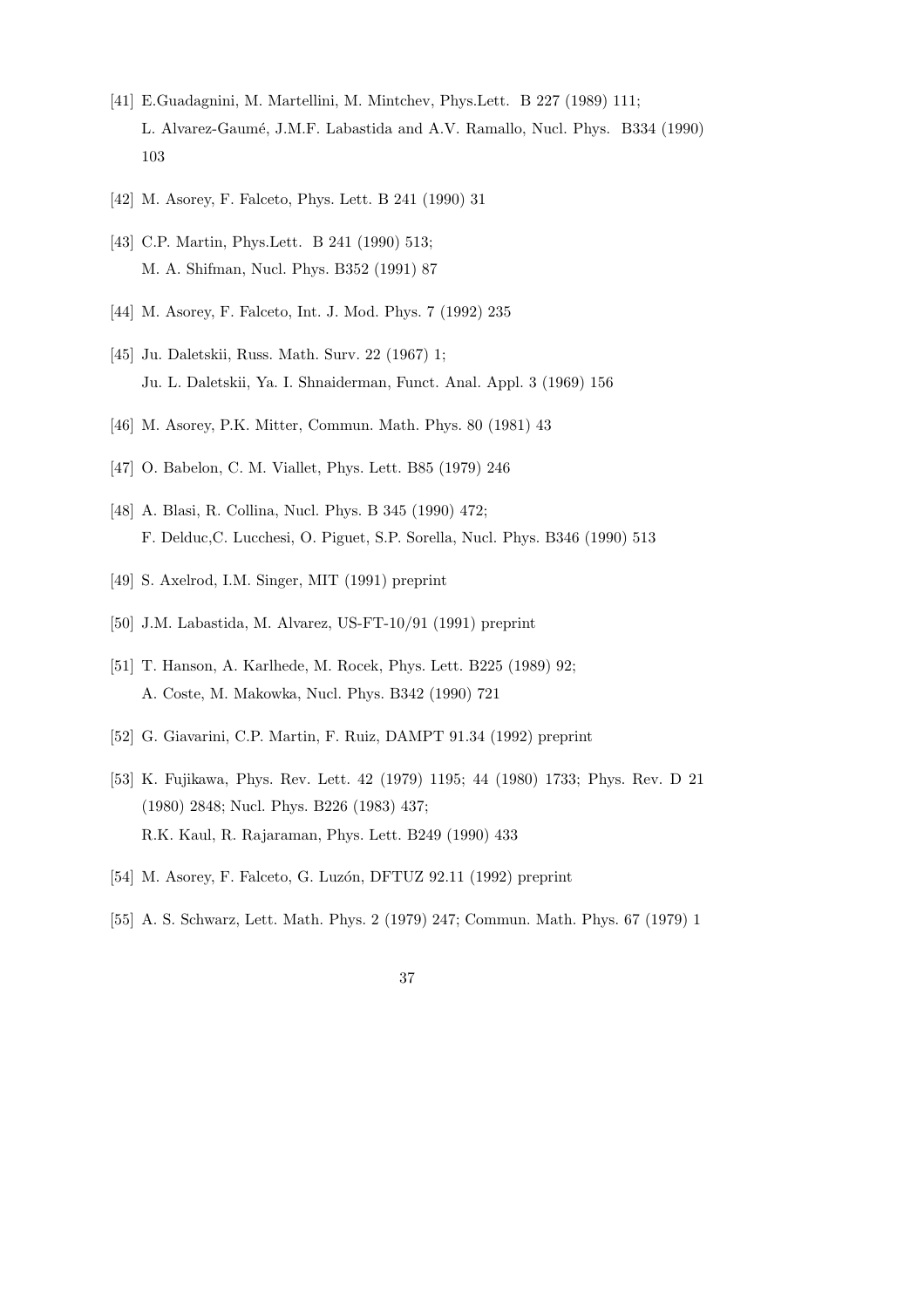[41] E.Guadagnini, M. Martellini, M. Mintchev, Phys.Lett. B 227 (1989) 111; L. Alvarez-Gaumé, J.M.F. Labastida and A.V. Ramallo, Nucl. Phys. B334 (1990) 103

[42] M. Asorey, F. Falceto, Phys. Lett. B 241 (1990) 31

[43] C.P. Martin, Phys.Lett. B 241 (1990) 513; M. A. Shifman, Nucl. Phys. B352 (1991) 87

[44] M. Asorey, F. Falceto, Int. J. Mod. Phys. 7 (1992) 235

[45] Ju. Daletskii, Russ. Math. Surv. 22 (1967) 1; Ju. L. Daletskii, Ya. I. Shnaiderman, Funct. Anal. Appl. 3 (1969) 156

[46] M. Asorey, P.K. Mitter, Commun. Math. Phys. 80 (1981) 43

[47] O. Babelon, C. M. Viallet, Phys. Lett. B85 (1979) 246

[48] A. Blasi, R. Collina, Nucl. Phys. B 345 (1990) 472; F. Delduc,C. Lucchesi, O. Piguet, S.P. Sorella, Nucl. Phys. B346 (1990) 513

[49] S. Axelrod, I.M. Singer, MIT (1991) preprint

[50] J.M. Labastida, M. Alvarez, US-FT-10/91 (1991) preprint

[51] T. Hanson, A. Karlhede, M. Rocek, Phys. Lett. B225 (1989) 92; A. Coste, M. Makowka, Nucl. Phys. B342 (1990) 721

[52] G. Giavarini, C.P. Martin, F. Ruiz, DAMPT 91.34 (1992) preprint

[53] K. Fujikawa, Phys. Rev. Lett. 42 (1979) 1195; 44 (1980) 1733; Phys. Rev. D 21 (1980) 2848; Nucl. Phys. B226 (1983) 437; R.K. Kaul, R. Rajaraman, Phys. Lett. B249 (1990) 433

[54] M. Asorey, F. Falceto, G. Luzón, DFTUZ 92.11 (1992) preprint

[55] A. S. Schwarz, Lett. Math. Phys. 2 (1979) 247; Commun. Math. Phys. 67 (1979) 1